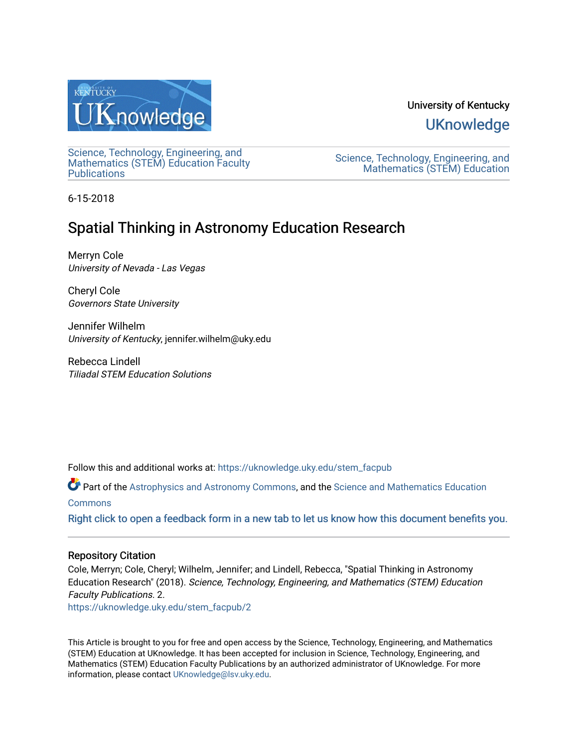University of Kentucky

UKnowledge

Science, Technology, Engineering, and Mathematics (STEM) Education Faculty Publications

Science, Technology, Engineering, and Mathematics (STEM) Education

6-15-2018

# Spatial Thinking in Astronomy Education Research

Merryn Cole
*University of Nevada - Las Vegas*

Cheryl Cole
*Governors State University*

Jennifer Wilhelm
*University of Kentucky*, jennifer.wilhelm@uky.edu

Rebecca Lindell
*Tiliadal STEM Education Solutions*

Follow this and additional works at: https://uknowledge.uky.edu/stem_facpub

Part of the Astrophysics and Astronomy Commons, and the Science and Mathematics Education Commons

Right click to open a feedback form in a new tab to let us know how this document benefits you.

## Repository Citation

Cole, Merryn; Cole, Cheryl; Wilhelm, Jennifer; and Lindell, Rebecca, "Spatial Thinking in Astronomy Education Research" (2018). *Science, Technology, Engineering, and Mathematics (STEM) Education Faculty Publications*. 2.
https://uknowledge.uky.edu/stem_facpub/2

This Article is brought to you for free and open access by the Science, Technology, Engineering, and Mathematics (STEM) Education at UKnowledge. It has been accepted for inclusion in Science, Technology, Engineering, and Mathematics (STEM) Education Faculty Publications by an authorized administrator of UKnowledge. For more information, please contact UKnowledge@lsv.uky.edu.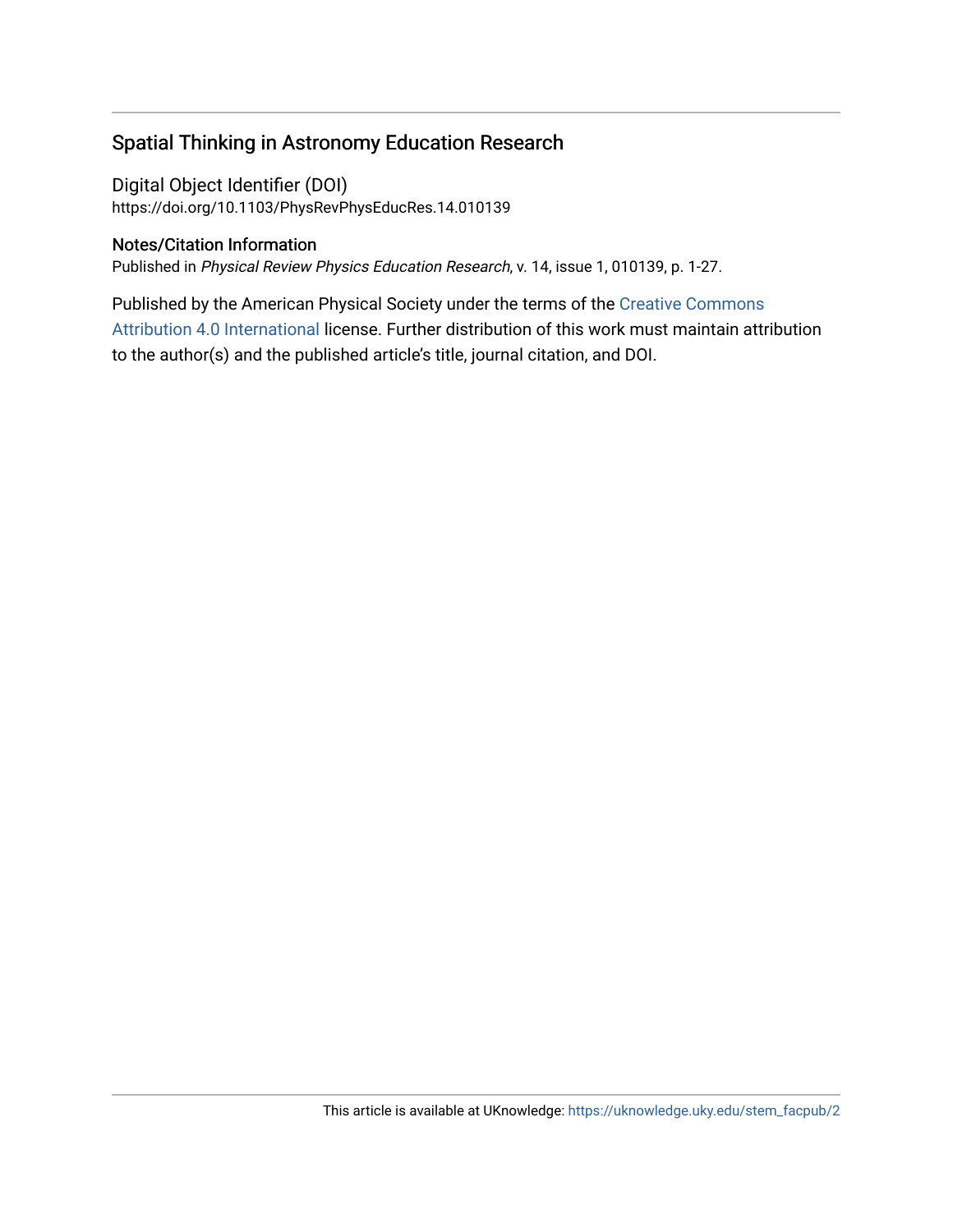## Spatial Thinking in Astronomy Education Research

Digital Object Identifier (DOI)
https://doi.org/10.1103/PhysRevPhysEducRes.14.010139

### Notes/Citation Information

Published in *Physical Review Physics Education Research*, v. 14, issue 1, 010139, p. 1-27.

Published by the American Physical Society under the terms of the Creative Commons Attribution 4.0 International license. Further distribution of this work must maintain attribution to the author(s) and the published article's title, journal citation, and DOI.

This article is available at UKnowledge: https://uknowledge.uky.edu/stem_facpub/2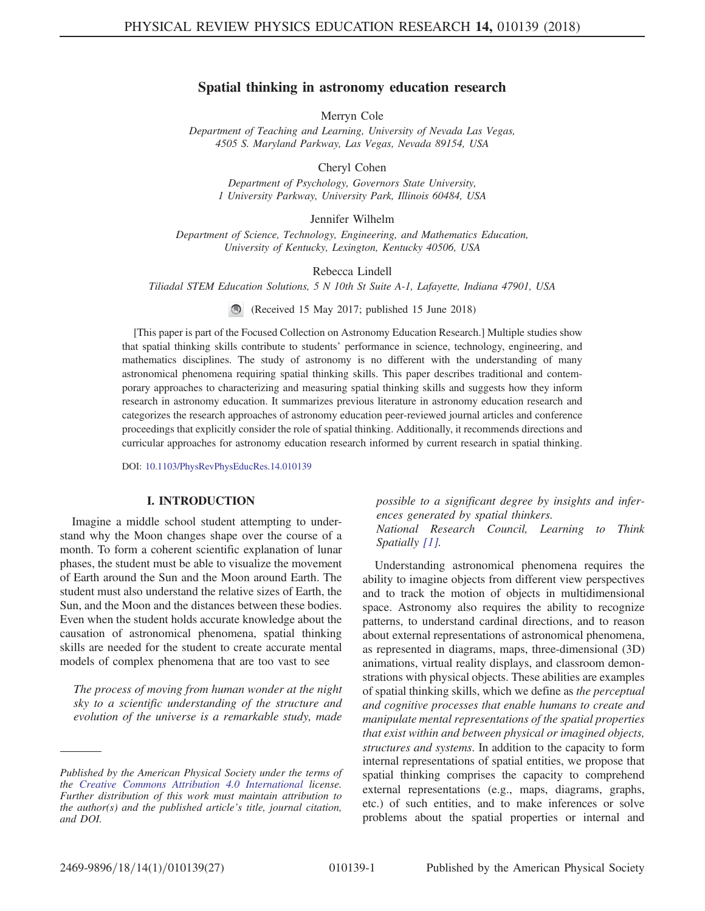# Spatial thinking in astronomy education research

Merryn Cole

*Department of Teaching and Learning, University of Nevada Las Vegas, 4505 S. Maryland Parkway, Las Vegas, Nevada 89154, USA*

Cheryl Cohen

*Department of Psychology, Governors State University, 1 University Parkway, University Park, Illinois 60484, USA*

Jennifer Wilhelm

*Department of Science, Technology, Engineering, and Mathematics Education, University of Kentucky, Lexington, Kentucky 40506, USA*

Rebecca Lindell

*Tiliadal STEM Education Solutions, 5 N 10th St Suite A-1, Lafayette, Indiana 47901, USA*

(Received 15 May 2017; published 15 June 2018)

[This paper is part of the Focused Collection on Astronomy Education Research.] Multiple studies show that spatial thinking skills contribute to students' performance in science, technology, engineering, and mathematics disciplines. The study of astronomy is no different with the understanding of many astronomical phenomena requiring spatial thinking skills. This paper describes traditional and contemporary approaches to characterizing and measuring spatial thinking skills and suggests how they inform research in astronomy education. It summarizes previous literature in astronomy education research and categorizes the research approaches of astronomy education peer-reviewed journal articles and conference proceedings that explicitly consider the role of spatial thinking. Additionally, it recommends directions and curricular approaches for astronomy education research informed by current research in spatial thinking.

DOI: 10.1103/PhysRevPhysEducRes.14.010139

## I. INTRODUCTION

Imagine a middle school student attempting to understand why the Moon changes shape over the course of a month. To form a coherent scientific explanation of lunar phases, the student must be able to visualize the movement of Earth around the Sun and the Moon around Earth. The student must also understand the relative sizes of Earth, the Sun, and the Moon and the distances between these bodies. Even when the student holds accurate knowledge about the causation of astronomical phenomena, spatial thinking skills are needed for the student to create accurate mental models of complex phenomena that are too vast to see

> *The process of moving from human wonder at the night sky to a scientific understanding of the structure and evolution of the universe is a remarkable study, made possible to a significant degree by insights and inferences generated by spatial thinkers.*
> *National Research Council, Learning to Think Spatially [1].*

Understanding astronomical phenomena requires the ability to imagine objects from different view perspectives and to track the motion of objects in multidimensional space. Astronomy also requires the ability to recognize patterns, to understand cardinal directions, and to reason about external representations of astronomical phenomena, as represented in diagrams, maps, three-dimensional (3D) animations, virtual reality displays, and classroom demonstrations with physical objects. These abilities are examples of spatial thinking skills, which we define as *the perceptual and cognitive processes that enable humans to create and manipulate mental representations of the spatial properties that exist within and between physical or imagined objects, structures and systems*. In addition to the capacity to form internal representations of spatial entities, we propose that spatial thinking comprises the capacity to comprehend external representations (e.g., maps, diagrams, graphs, etc.) of such entities, and to make inferences or solve problems about the spatial properties or internal and

*Published by the American Physical Society under the terms of the Creative Commons Attribution 4.0 International license. Further distribution of this work must maintain attribution to the author(s) and the published article's title, journal citation, and DOI.*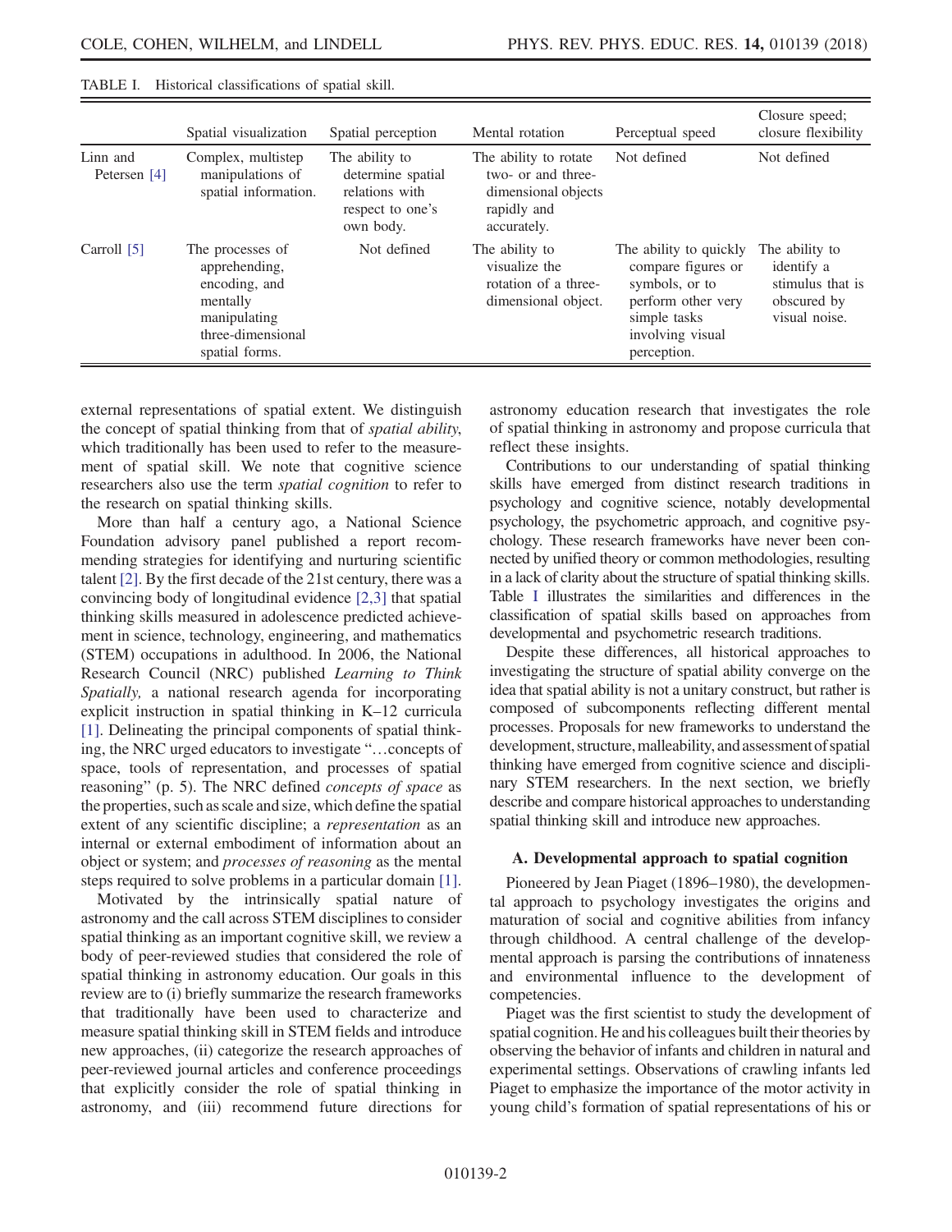TABLE I. Historical classifications of spatial skill.

| | Spatial visualization | Spatial perception | Mental rotation | Perceptual speed | Closure speed; closure flexibility |
|---|---|---|---|---|---|
| Linn and Petersen [4] | Complex, multistep manipulations of spatial information. | The ability to determine spatial relations with respect to one's own body. | The ability to rotate two- or and three-dimensional objects rapidly and accurately. | Not defined | Not defined |
| Carroll [5] | The processes of apprehending, encoding, and mentally manipulating three-dimensional spatial forms. | Not defined | The ability to visualize the rotation of a three-dimensional object. | The ability to quickly compare figures or symbols, or to perform other very simple tasks involving visual perception. | The ability to identify a stimulus that is obscured by visual noise. |

external representations of spatial extent. We distinguish the concept of spatial thinking from that of *spatial ability*, which traditionally has been used to refer to the measurement of spatial skill. We note that cognitive science researchers also use the term *spatial cognition* to refer to the research on spatial thinking skills.

More than half a century ago, a National Science Foundation advisory panel published a report recommending strategies for identifying and nurturing scientific talent [2]. By the first decade of the 21st century, there was a convincing body of longitudinal evidence [2,3] that spatial thinking skills measured in adolescence predicted achievement in science, technology, engineering, and mathematics (STEM) occupations in adulthood. In 2006, the National Research Council (NRC) published *Learning to Think Spatially,* a national research agenda for incorporating explicit instruction in spatial thinking in K–12 curricula [1]. Delineating the principal components of spatial thinking, the NRC urged educators to investigate "…concepts of space, tools of representation, and processes of spatial reasoning" (p. 5). The NRC defined *concepts of space* as the properties, such as scale and size, which define the spatial extent of any scientific discipline; a *representation* as an internal or external embodiment of information about an object or system; and *processes of reasoning* as the mental steps required to solve problems in a particular domain [1].

Motivated by the intrinsically spatial nature of astronomy and the call across STEM disciplines to consider spatial thinking as an important cognitive skill, we review a body of peer-reviewed studies that considered the role of spatial thinking in astronomy education. Our goals in this review are to (i) briefly summarize the research frameworks that traditionally have been used to characterize and measure spatial thinking skill in STEM fields and introduce new approaches, (ii) categorize the research approaches of peer-reviewed journal articles and conference proceedings that explicitly consider the role of spatial thinking in astronomy, and (iii) recommend future directions for astronomy education research that investigates the role of spatial thinking in astronomy and propose curricula that reflect these insights.

Contributions to our understanding of spatial thinking skills have emerged from distinct research traditions in psychology and cognitive science, notably developmental psychology, the psychometric approach, and cognitive psychology. These research frameworks have never been connected by unified theory or common methodologies, resulting in a lack of clarity about the structure of spatial thinking skills. Table I illustrates the similarities and differences in the classification of spatial skills based on approaches from developmental and psychometric research traditions.

Despite these differences, all historical approaches to investigating the structure of spatial ability converge on the idea that spatial ability is not a unitary construct, but rather is composed of subcomponents reflecting different mental processes. Proposals for new frameworks to understand the development, structure, malleability, and assessment of spatial thinking have emerged from cognitive science and disciplinary STEM researchers. In the next section, we briefly describe and compare historical approaches to understanding spatial thinking skill and introduce new approaches.

### A. Developmental approach to spatial cognition

Pioneered by Jean Piaget (1896–1980), the developmental approach to psychology investigates the origins and maturation of social and cognitive abilities from infancy through childhood. A central challenge of the developmental approach is parsing the contributions of innateness and environmental influence to the development of competencies.

Piaget was the first scientist to study the development of spatial cognition. He and his colleagues built their theories by observing the behavior of infants and children in natural and experimental settings. Observations of crawling infants led Piaget to emphasize the importance of the motor activity in young child's formation of spatial representations of his or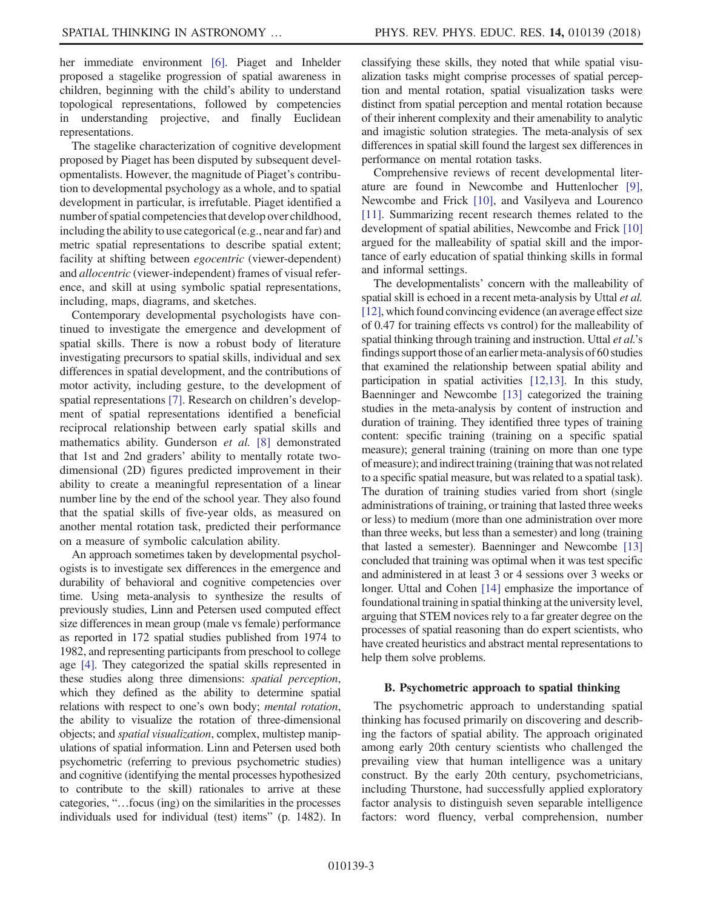her immediate environment [6]. Piaget and Inhelder proposed a stagelike progression of spatial awareness in children, beginning with the child's ability to understand topological representations, followed by competencies in understanding projective, and finally Euclidean representations.

The stagelike characterization of cognitive development proposed by Piaget has been disputed by subsequent developmentalists. However, the magnitude of Piaget's contribution to developmental psychology as a whole, and to spatial development in particular, is irrefutable. Piaget identified a number of spatial competencies that develop over childhood, including the ability to use categorical (e.g., near and far) and metric spatial representations to describe spatial extent; facility at shifting between *egocentric* (viewer-dependent) and *allocentric* (viewer-independent) frames of visual reference, and skill at using symbolic spatial representations, including, maps, diagrams, and sketches.

Contemporary developmental psychologists have continued to investigate the emergence and development of spatial skills. There is now a robust body of literature investigating precursors to spatial skills, individual and sex differences in spatial development, and the contributions of motor activity, including gesture, to the development of spatial representations [7]. Research on children's development of spatial representations identified a beneficial reciprocal relationship between early spatial skills and mathematics ability. Gunderson *et al.* [8] demonstrated that 1st and 2nd graders' ability to mentally rotate two-dimensional (2D) figures predicted improvement in their ability to create a meaningful representation of a linear number line by the end of the school year. They also found that the spatial skills of five-year olds, as measured on another mental rotation task, predicted their performance on a measure of symbolic calculation ability.

An approach sometimes taken by developmental psychologists is to investigate sex differences in the emergence and durability of behavioral and cognitive competencies over time. Using meta-analysis to synthesize the results of previously studies, Linn and Petersen used computed effect size differences in mean group (male vs female) performance as reported in 172 spatial studies published from 1974 to 1982, and representing participants from preschool to college age [4]. They categorized the spatial skills represented in these studies along three dimensions: *spatial perception*, which they defined as the ability to determine spatial relations with respect to one's own body; *mental rotation*, the ability to visualize the rotation of three-dimensional objects; and *spatial visualization*, complex, multistep manipulations of spatial information. Linn and Petersen used both psychometric (referring to previous psychometric studies) and cognitive (identifying the mental processes hypothesized to contribute to the skill) rationales to arrive at these categories, "…focus (ing) on the similarities in the processes individuals used for individual (test) items" (p. 1482). In classifying these skills, they noted that while spatial visualization tasks might comprise processes of spatial perception and mental rotation, spatial visualization tasks were distinct from spatial perception and mental rotation because of their inherent complexity and their amenability to analytic and imagistic solution strategies. The meta-analysis of sex differences in spatial skill found the largest sex differences in performance on mental rotation tasks.

Comprehensive reviews of recent developmental literature are found in Newcombe and Huttenlocher [9], Newcombe and Frick [10], and Vasilyeva and Lourenco [11]. Summarizing recent research themes related to the development of spatial abilities, Newcombe and Frick [10] argued for the malleability of spatial skill and the importance of early education of spatial thinking skills in formal and informal settings.

The developmentalists' concern with the malleability of spatial skill is echoed in a recent meta-analysis by Uttal *et al.* [12], which found convincing evidence (an average effect size of 0.47 for training effects vs control) for the malleability of spatial thinking through training and instruction. Uttal *et al.*'s findings support those of an earlier meta-analysis of 60 studies that examined the relationship between spatial ability and participation in spatial activities [12,13]. In this study, Baenninger and Newcombe [13] categorized the training studies in the meta-analysis by content of instruction and duration of training. They identified three types of training content: specific training (training on a specific spatial measure); general training (training on more than one type of measure); and indirect training (training that was not related to a specific spatial measure, but was related to a spatial task). The duration of training studies varied from short (single administrations of training, or training that lasted three weeks or less) to medium (more than one administration over more than three weeks, but less than a semester) and long (training that lasted a semester). Baenninger and Newcombe [13] concluded that training was optimal when it was test specific and administered in at least 3 or 4 sessions over 3 weeks or longer. Uttal and Cohen [14] emphasize the importance of foundational training in spatial thinking at the university level, arguing that STEM novices rely to a far greater degree on the processes of spatial reasoning than do expert scientists, who have created heuristics and abstract mental representations to help them solve problems.

### B. Psychometric approach to spatial thinking

The psychometric approach to understanding spatial thinking has focused primarily on discovering and describing the factors of spatial ability. The approach originated among early 20th century scientists who challenged the prevailing view that human intelligence was a unitary construct. By the early 20th century, psychometricians, including Thurstone, had successfully applied exploratory factor analysis to distinguish seven separable intelligence factors: word fluency, verbal comprehension, number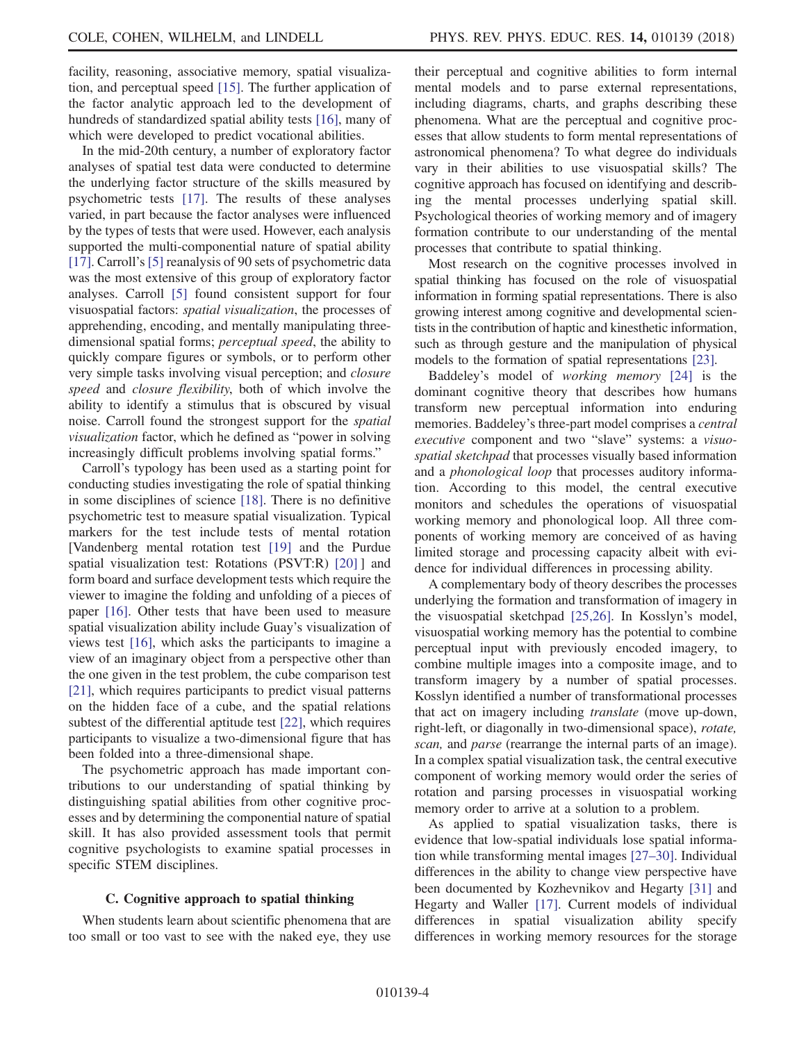facility, reasoning, associative memory, spatial visualization, and perceptual speed [15]. The further application of the factor analytic approach led to the development of hundreds of standardized spatial ability tests [16], many of which were developed to predict vocational abilities.

In the mid-20th century, a number of exploratory factor analyses of spatial test data were conducted to determine the underlying factor structure of the skills measured by psychometric tests [17]. The results of these analyses varied, in part because the factor analyses were influenced by the types of tests that were used. However, each analysis supported the multi-componential nature of spatial ability [17]. Carroll's [5] reanalysis of 90 sets of psychometric data was the most extensive of this group of exploratory factor analyses. Carroll [5] found consistent support for four visuospatial factors: *spatial visualization*, the processes of apprehending, encoding, and mentally manipulating three-dimensional spatial forms; *perceptual speed*, the ability to quickly compare figures or symbols, or to perform other very simple tasks involving visual perception; and *closure speed* and *closure flexibility*, both of which involve the ability to identify a stimulus that is obscured by visual noise. Carroll found the strongest support for the *spatial visualization* factor, which he defined as "power in solving increasingly difficult problems involving spatial forms."

Carroll's typology has been used as a starting point for conducting studies investigating the role of spatial thinking in some disciplines of science [18]. There is no definitive psychometric test to measure spatial visualization. Typical markers for the test include tests of mental rotation [Vandenberg mental rotation test [19] and the Purdue spatial visualization test: Rotations (PSVT:R) [20] ] and form board and surface development tests which require the viewer to imagine the folding and unfolding of a pieces of paper [16]. Other tests that have been used to measure spatial visualization ability include Guay's visualization of views test [16], which asks the participants to imagine a view of an imaginary object from a perspective other than the one given in the test problem, the cube comparison test [21], which requires participants to predict visual patterns on the hidden face of a cube, and the spatial relations subtest of the differential aptitude test [22], which requires participants to visualize a two-dimensional figure that has been folded into a three-dimensional shape.

The psychometric approach has made important contributions to our understanding of spatial thinking by distinguishing spatial abilities from other cognitive processes and by determining the componential nature of spatial skill. It has also provided assessment tools that permit cognitive psychologists to examine spatial processes in specific STEM disciplines.

### C. Cognitive approach to spatial thinking

When students learn about scientific phenomena that are too small or too vast to see with the naked eye, they use their perceptual and cognitive abilities to form internal mental models and to parse external representations, including diagrams, charts, and graphs describing these phenomena. What are the perceptual and cognitive processes that allow students to form mental representations of astronomical phenomena? To what degree do individuals vary in their abilities to use visuospatial skills? The cognitive approach has focused on identifying and describing the mental processes underlying spatial skill. Psychological theories of working memory and of imagery formation contribute to our understanding of the mental processes that contribute to spatial thinking.

Most research on the cognitive processes involved in spatial thinking has focused on the role of visuospatial information in forming spatial representations. There is also growing interest among cognitive and developmental scientists in the contribution of haptic and kinesthetic information, such as through gesture and the manipulation of physical models to the formation of spatial representations [23].

Baddeley's model of *working memory* [24] is the dominant cognitive theory that describes how humans transform new perceptual information into enduring memories. Baddeley's three-part model comprises a *central executive* component and two "slave" systems: a *visuospatial sketchpad* that processes visually based information and a *phonological loop* that processes auditory information. According to this model, the central executive monitors and schedules the operations of visuospatial working memory and phonological loop. All three components of working memory are conceived of as having limited storage and processing capacity albeit with evidence for individual differences in processing ability.

A complementary body of theory describes the processes underlying the formation and transformation of imagery in the visuospatial sketchpad [25,26]. In Kosslyn's model, visuospatial working memory has the potential to combine perceptual input with previously encoded imagery, to combine multiple images into a composite image, and to transform imagery by a number of spatial processes. Kosslyn identified a number of transformational processes that act on imagery including *translate* (move up-down, right-left, or diagonally in two-dimensional space), *rotate, scan,* and *parse* (rearrange the internal parts of an image). In a complex spatial visualization task, the central executive component of working memory would order the series of rotation and parsing processes in visuospatial working memory order to arrive at a solution to a problem.

As applied to spatial visualization tasks, there is evidence that low-spatial individuals lose spatial information while transforming mental images [27–30]. Individual differences in the ability to change view perspective have been documented by Kozhevnikov and Hegarty [31] and Hegarty and Waller [17]. Current models of individual differences in spatial visualization ability specify differences in working memory resources for the storage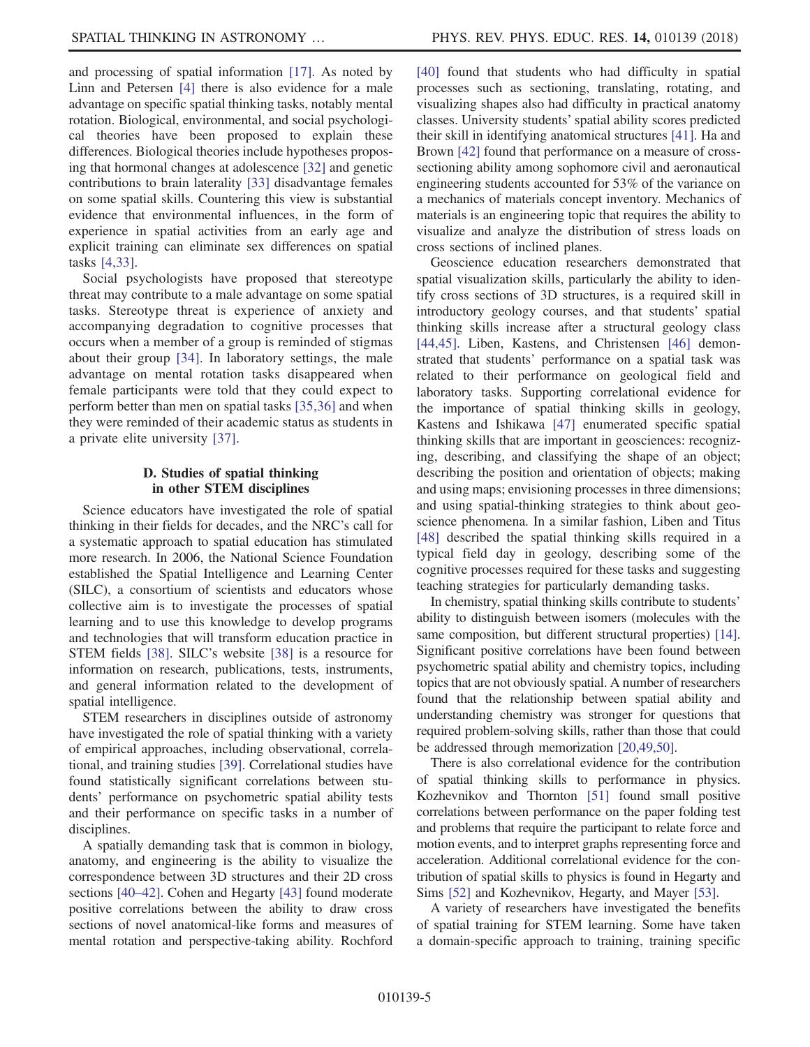and processing of spatial information [17]. As noted by Linn and Petersen [4] there is also evidence for a male advantage on specific spatial thinking tasks, notably mental rotation. Biological, environmental, and social psychological theories have been proposed to explain these differences. Biological theories include hypotheses proposing that hormonal changes at adolescence [32] and genetic contributions to brain laterality [33] disadvantage females on some spatial skills. Countering this view is substantial evidence that environmental influences, in the form of experience in spatial activities from an early age and explicit training can eliminate sex differences on spatial tasks [4,33].

Social psychologists have proposed that stereotype threat may contribute to a male advantage on some spatial tasks. Stereotype threat is experience of anxiety and accompanying degradation to cognitive processes that occurs when a member of a group is reminded of stigmas about their group [34]. In laboratory settings, the male advantage on mental rotation tasks disappeared when female participants were told that they could expect to perform better than men on spatial tasks [35,36] and when they were reminded of their academic status as students in a private elite university [37].

### D. Studies of spatial thinking in other STEM disciplines

Science educators have investigated the role of spatial thinking in their fields for decades, and the NRC's call for a systematic approach to spatial education has stimulated more research. In 2006, the National Science Foundation established the Spatial Intelligence and Learning Center (SILC), a consortium of scientists and educators whose collective aim is to investigate the processes of spatial learning and to use this knowledge to develop programs and technologies that will transform education practice in STEM fields [38]. SILC's website [38] is a resource for information on research, publications, tests, instruments, and general information related to the development of spatial intelligence.

STEM researchers in disciplines outside of astronomy have investigated the role of spatial thinking with a variety of empirical approaches, including observational, correlational, and training studies [39]. Correlational studies have found statistically significant correlations between students' performance on psychometric spatial ability tests and their performance on specific tasks in a number of disciplines.

A spatially demanding task that is common in biology, anatomy, and engineering is the ability to visualize the correspondence between 3D structures and their 2D cross sections [40–42]. Cohen and Hegarty [43] found moderate positive correlations between the ability to draw cross sections of novel anatomical-like forms and measures of mental rotation and perspective-taking ability. Rochford [40] found that students who had difficulty in spatial processes such as sectioning, translating, rotating, and visualizing shapes also had difficulty in practical anatomy classes. University students' spatial ability scores predicted their skill in identifying anatomical structures [41]. Ha and Brown [42] found that performance on a measure of cross-sectioning ability among sophomore civil and aeronautical engineering students accounted for 53% of the variance on a mechanics of materials concept inventory. Mechanics of materials is an engineering topic that requires the ability to visualize and analyze the distribution of stress loads on cross sections of inclined planes.

Geoscience education researchers demonstrated that spatial visualization skills, particularly the ability to identify cross sections of 3D structures, is a required skill in introductory geology courses, and that students' spatial thinking skills increase after a structural geology class [44,45]. Liben, Kastens, and Christensen [46] demonstrated that students' performance on a spatial task was related to their performance on geological field and laboratory tasks. Supporting correlational evidence for the importance of spatial thinking skills in geology, Kastens and Ishikawa [47] enumerated specific spatial thinking skills that are important in geosciences: recognizing, describing, and classifying the shape of an object; describing the position and orientation of objects; making and using maps; envisioning processes in three dimensions; and using spatial-thinking strategies to think about geoscience phenomena. In a similar fashion, Liben and Titus [48] described the spatial thinking skills required in a typical field day in geology, describing some of the cognitive processes required for these tasks and suggesting teaching strategies for particularly demanding tasks.

In chemistry, spatial thinking skills contribute to students' ability to distinguish between isomers (molecules with the same composition, but different structural properties) [14]. Significant positive correlations have been found between psychometric spatial ability and chemistry topics, including topics that are not obviously spatial. A number of researchers found that the relationship between spatial ability and understanding chemistry was stronger for questions that required problem-solving skills, rather than those that could be addressed through memorization [20,49,50].

There is also correlational evidence for the contribution of spatial thinking skills to performance in physics. Kozhevnikov and Thornton [51] found small positive correlations between performance on the paper folding test and problems that require the participant to relate force and motion events, and to interpret graphs representing force and acceleration. Additional correlational evidence for the contribution of spatial skills to physics is found in Hegarty and Sims [52] and Kozhevnikov, Hegarty, and Mayer [53].

A variety of researchers have investigated the benefits of spatial training for STEM learning. Some have taken a domain-specific approach to training, training specific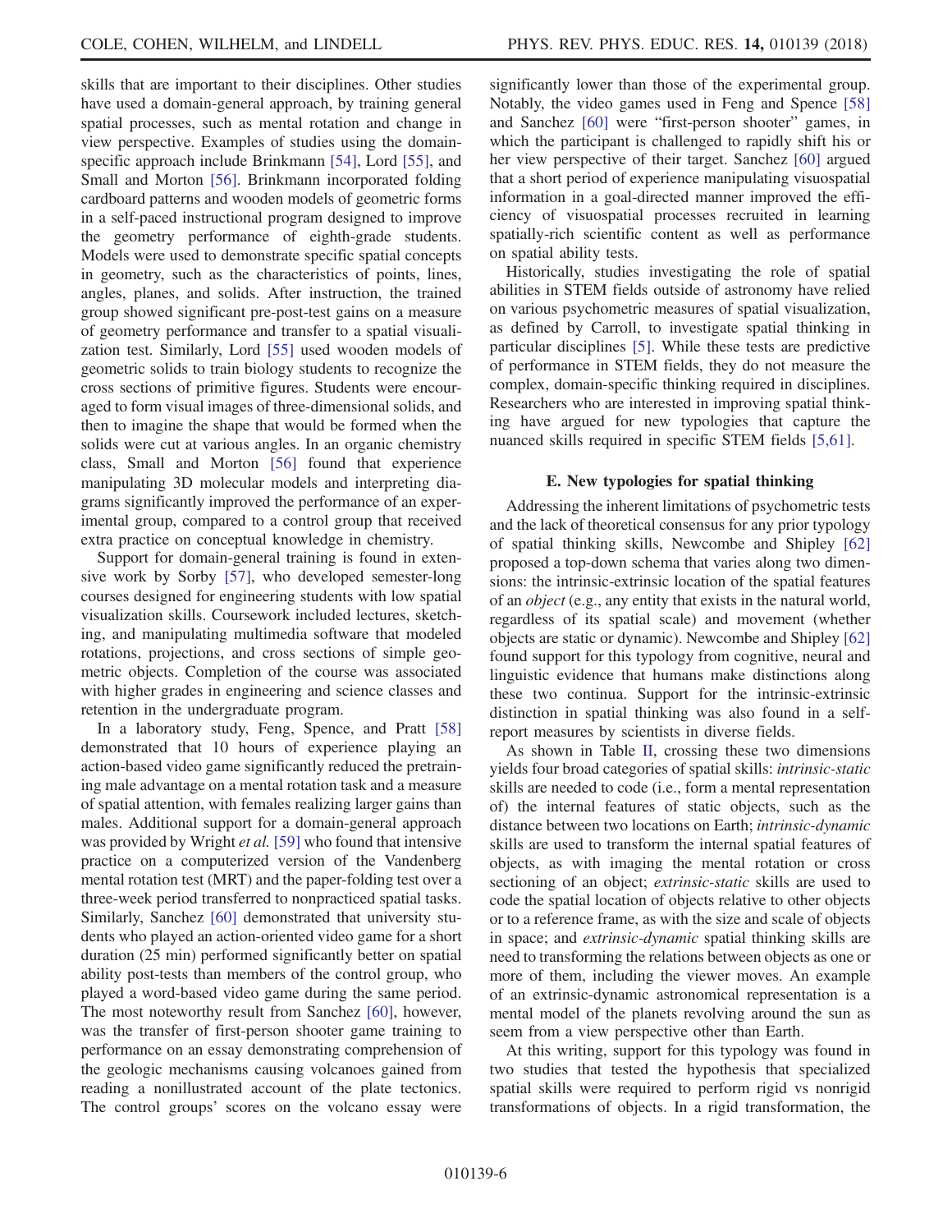skills that are important to their disciplines. Other studies have used a domain-general approach, by training general spatial processes, such as mental rotation and change in view perspective. Examples of studies using the domain-specific approach include Brinkmann [54], Lord [55], and Small and Morton [56]. Brinkmann incorporated folding cardboard patterns and wooden models of geometric forms in a self-paced instructional program designed to improve the geometry performance of eighth-grade students. Models were used to demonstrate specific spatial concepts in geometry, such as the characteristics of points, lines, angles, planes, and solids. After instruction, the trained group showed significant pre-post-test gains on a measure of geometry performance and transfer to a spatial visualization test. Similarly, Lord [55] used wooden models of geometric solids to train biology students to recognize the cross sections of primitive figures. Students were encouraged to form visual images of three-dimensional solids, and then to imagine the shape that would be formed when the solids were cut at various angles. In an organic chemistry class, Small and Morton [56] found that experience manipulating 3D molecular models and interpreting diagrams significantly improved the performance of an experimental group, compared to a control group that received extra practice on conceptual knowledge in chemistry.

Support for domain-general training is found in extensive work by Sorby [57], who developed semester-long courses designed for engineering students with low spatial visualization skills. Coursework included lectures, sketching, and manipulating multimedia software that modeled rotations, projections, and cross sections of simple geometric objects. Completion of the course was associated with higher grades in engineering and science classes and retention in the undergraduate program.

In a laboratory study, Feng, Spence, and Pratt [58] demonstrated that 10 hours of experience playing an action-based video game significantly reduced the pretraining male advantage on a mental rotation task and a measure of spatial attention, with females realizing larger gains than males. Additional support for a domain-general approach was provided by Wright *et al.* [59] who found that intensive practice on a computerized version of the Vandenberg mental rotation test (MRT) and the paper-folding test over a three-week period transferred to nonpracticed spatial tasks. Similarly, Sanchez [60] demonstrated that university students who played an action-oriented video game for a short duration (25 min) performed significantly better on spatial ability post-tests than members of the control group, who played a word-based video game during the same period. The most noteworthy result from Sanchez [60], however, was the transfer of first-person shooter game training to performance on an essay demonstrating comprehension of the geologic mechanisms causing volcanoes gained from reading a nonillustrated account of the plate tectonics. The control groups' scores on the volcano essay were significantly lower than those of the experimental group. Notably, the video games used in Feng and Spence [58] and Sanchez [60] were "first-person shooter" games, in which the participant is challenged to rapidly shift his or her view perspective of their target. Sanchez [60] argued that a short period of experience manipulating visuospatial information in a goal-directed manner improved the efficiency of visuospatial processes recruited in learning spatially-rich scientific content as well as performance on spatial ability tests.

Historically, studies investigating the role of spatial abilities in STEM fields outside of astronomy have relied on various psychometric measures of spatial visualization, as defined by Carroll, to investigate spatial thinking in particular disciplines [5]. While these tests are predictive of performance in STEM fields, they do not measure the complex, domain-specific thinking required in disciplines. Researchers who are interested in improving spatial thinking have argued for new typologies that capture the nuanced skills required in specific STEM fields [5,61].

### E. New typologies for spatial thinking

Addressing the inherent limitations of psychometric tests and the lack of theoretical consensus for any prior typology of spatial thinking skills, Newcombe and Shipley [62] proposed a top-down schema that varies along two dimensions: the intrinsic-extrinsic location of the spatial features of an *object* (e.g., any entity that exists in the natural world, regardless of its spatial scale) and movement (whether objects are static or dynamic). Newcombe and Shipley [62] found support for this typology from cognitive, neural and linguistic evidence that humans make distinctions along these two continua. Support for the intrinsic-extrinsic distinction in spatial thinking was also found in a self-report measures by scientists in diverse fields.

As shown in Table II, crossing these two dimensions yields four broad categories of spatial skills: *intrinsic-static* skills are needed to code (i.e., form a mental representation of) the internal features of static objects, such as the distance between two locations on Earth; *intrinsic-dynamic* skills are used to transform the internal spatial features of objects, as with imaging the mental rotation or cross sectioning of an object; *extrinsic-static* skills are used to code the spatial location of objects relative to other objects or to a reference frame, as with the size and scale of objects in space; and *extrinsic-dynamic* spatial thinking skills are need to transforming the relations between objects as one or more of them, including the viewer moves. An example of an extrinsic-dynamic astronomical representation is a mental model of the planets revolving around the sun as seem from a view perspective other than Earth.

At this writing, support for this typology was found in two studies that tested the hypothesis that specialized spatial skills were required to perform rigid vs nonrigid transformations of objects. In a rigid transformation, the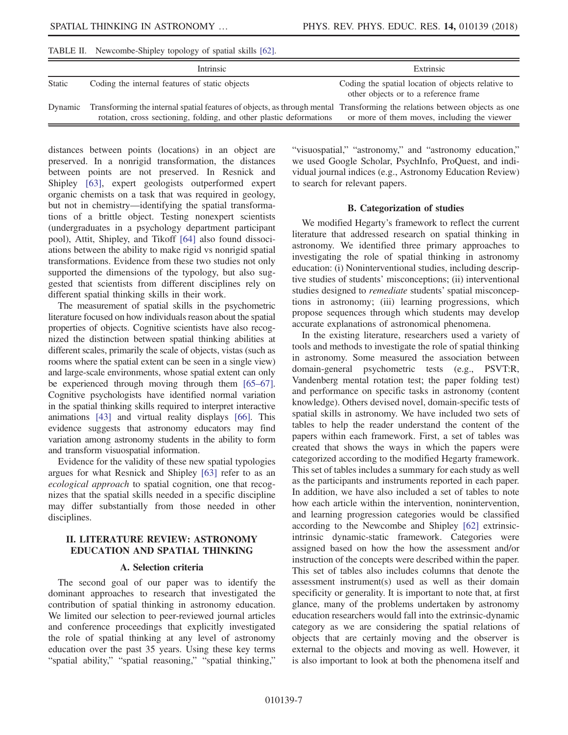TABLE II. Newcombe-Shipley topology of spatial skills [62].

| | Intrinsic | Extrinsic |
|---|---|---|
| Static | Coding the internal features of static objects | Coding the spatial location of objects relative to other objects or to a reference frame |
| Dynamic | Transforming the internal spatial features of objects, as through mental rotation, cross sectioning, folding, and other plastic deformations | Transforming the relations between objects as one or more of them moves, including the viewer |

distances between points (locations) in an object are preserved. In a nonrigid transformation, the distances between points are not preserved. In Resnick and Shipley [63], expert geologists outperformed expert organic chemists on a task that was required in geology, but not in chemistry—identifying the spatial transformations of a brittle object. Testing nonexpert scientists (undergraduates in a psychology department participant pool), Attit, Shipley, and Tikoff [64] also found dissociations between the ability to make rigid vs nonrigid spatial transformations. Evidence from these two studies not only supported the dimensions of the typology, but also suggested that scientists from different disciplines rely on different spatial thinking skills in their work.

The measurement of spatial skills in the psychometric literature focused on how individuals reason about the spatial properties of objects. Cognitive scientists have also recognized the distinction between spatial thinking abilities at different scales, primarily the scale of objects, vistas (such as rooms where the spatial extent can be seen in a single view) and large-scale environments, whose spatial extent can only be experienced through moving through them [65–67]. Cognitive psychologists have identified normal variation in the spatial thinking skills required to interpret interactive animations [43] and virtual reality displays [66]. This evidence suggests that astronomy educators may find variation among astronomy students in the ability to form and transform visuospatial information.

Evidence for the validity of these new spatial typologies argues for what Resnick and Shipley [63] refer to as an *ecological approach* to spatial cognition, one that recognizes that the spatial skills needed in a specific discipline may differ substantially from those needed in other disciplines.

## II. LITERATURE REVIEW: ASTRONOMY EDUCATION AND SPATIAL THINKING

### A. Selection criteria

The second goal of our paper was to identify the dominant approaches to research that investigated the contribution of spatial thinking in astronomy education. We limited our selection to peer-reviewed journal articles and conference proceedings that explicitly investigated the role of spatial thinking at any level of astronomy education over the past 35 years. Using these key terms "spatial ability," "spatial reasoning," "spatial thinking," "visuospatial," "astronomy," and "astronomy education," we used Google Scholar, PsychInfo, ProQuest, and individual journal indices (e.g., Astronomy Education Review) to search for relevant papers.

### B. Categorization of studies

We modified Hegarty's framework to reflect the current literature that addressed research on spatial thinking in astronomy. We identified three primary approaches to investigating the role of spatial thinking in astronomy education: (i) Noninterventional studies, including descriptive studies of students' misconceptions; (ii) interventional studies designed to *remediate* students' spatial misconceptions in astronomy; (iii) learning progressions, which propose sequences through which students may develop accurate explanations of astronomical phenomena.

In the existing literature, researchers used a variety of tools and methods to investigate the role of spatial thinking in astronomy. Some measured the association between domain-general psychometric tests (e.g., PSVT:R, Vandenberg mental rotation test; the paper folding test) and performance on specific tasks in astronomy (content knowledge). Others devised novel, domain-specific tests of spatial skills in astronomy. We have included two sets of tables to help the reader understand the content of the papers within each framework. First, a set of tables was created that shows the ways in which the papers were categorized according to the modified Hegarty framework. This set of tables includes a summary for each study as well as the participants and instruments reported in each paper. In addition, we have also included a set of tables to note how each article within the intervention, nonintervention, and learning progression categories would be classified according to the Newcombe and Shipley [62] extrinsic-intrinsic dynamic-static framework. Categories were assigned based on how the how the assessment and/or instruction of the concepts were described within the paper. This set of tables also includes columns that denote the assessment instrument(s) used as well as their domain specificity or generality. It is important to note that, at first glance, many of the problems undertaken by astronomy education researchers would fall into the extrinsic-dynamic category as we are considering the spatial relations of objects that are certainly moving and the observer is external to the objects and moving as well. However, it is also important to look at both the phenomena itself and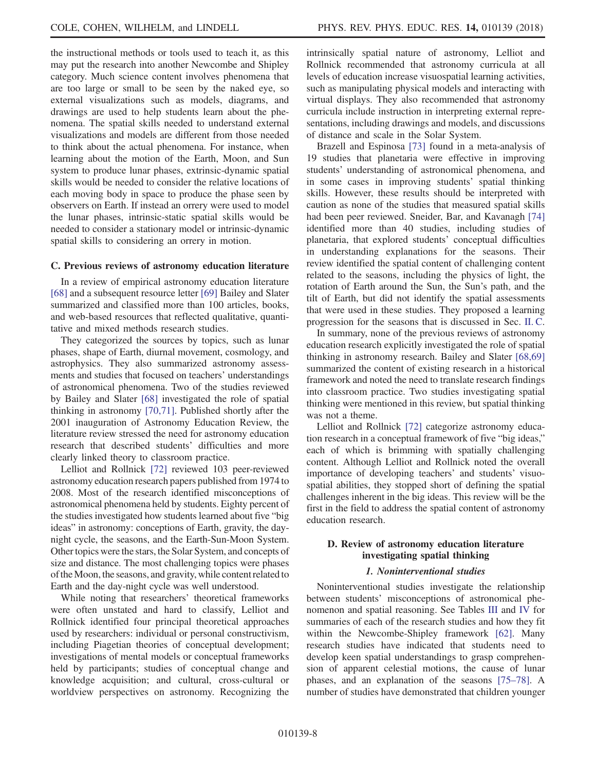the instructional methods or tools used to teach it, as this may put the research into another Newcombe and Shipley category. Much science content involves phenomena that are too large or small to be seen by the naked eye, so external visualizations such as models, diagrams, and drawings are used to help students learn about the phenomena. The spatial skills needed to understand external visualizations and models are different from those needed to think about the actual phenomena. For instance, when learning about the motion of the Earth, Moon, and Sun system to produce lunar phases, extrinsic-dynamic spatial skills would be needed to consider the relative locations of each moving body in space to produce the phase seen by observers on Earth. If instead an orrery were used to model the lunar phases, intrinsic-static spatial skills would be needed to consider a stationary model or intrinsic-dynamic spatial skills to considering an orrery in motion.

### C. Previous reviews of astronomy education literature

In a review of empirical astronomy education literature [68] and a subsequent resource letter [69] Bailey and Slater summarized and classified more than 100 articles, books, and web-based resources that reflected qualitative, quantitative and mixed methods research studies.

They categorized the sources by topics, such as lunar phases, shape of Earth, diurnal movement, cosmology, and astrophysics. They also summarized astronomy assessments and studies that focused on teachers' understandings of astronomical phenomena. Two of the studies reviewed by Bailey and Slater [68] investigated the role of spatial thinking in astronomy [70,71]. Published shortly after the 2001 inauguration of Astronomy Education Review, the literature review stressed the need for astronomy education research that described students' difficulties and more clearly linked theory to classroom practice.

Lelliot and Rollnick [72] reviewed 103 peer-reviewed astronomy education research papers published from 1974 to 2008. Most of the research identified misconceptions of astronomical phenomena held by students. Eighty percent of the studies investigated how students learned about five "big ideas" in astronomy: conceptions of Earth, gravity, the day-night cycle, the seasons, and the Earth-Sun-Moon System. Other topics were the stars, the Solar System, and concepts of size and distance. The most challenging topics were phases of the Moon, the seasons, and gravity, while content related to Earth and the day-night cycle was well understood.

While noting that researchers' theoretical frameworks were often unstated and hard to classify, Lelliot and Rollnick identified four principal theoretical approaches used by researchers: individual or personal constructivism, including Piagetian theories of conceptual development; investigations of mental models or conceptual frameworks held by participants; studies of conceptual change and knowledge acquisition; and cultural, cross-cultural or worldview perspectives on astronomy. Recognizing the intrinsically spatial nature of astronomy, Lelliot and Rollnick recommended that astronomy curricula at all levels of education increase visuospatial learning activities, such as manipulating physical models and interacting with virtual displays. They also recommended that astronomy curricula include instruction in interpreting external representations, including drawings and models, and discussions of distance and scale in the Solar System.

Brazell and Espinosa [73] found in a meta-analysis of 19 studies that planetaria were effective in improving students' understanding of astronomical phenomena, and in some cases in improving students' spatial thinking skills. However, these results should be interpreted with caution as none of the studies that measured spatial skills had been peer reviewed. Sneider, Bar, and Kavanagh [74] identified more than 40 studies, including studies of planetaria, that explored students' conceptual difficulties in understanding explanations for the seasons. Their review identified the spatial content of challenging content related to the seasons, including the physics of light, the rotation of Earth around the Sun, the Sun's path, and the tilt of Earth, but did not identify the spatial assessments that were used in these studies. They proposed a learning progression for the seasons that is discussed in Sec. II. C.

In summary, none of the previous reviews of astronomy education research explicitly investigated the role of spatial thinking in astronomy research. Bailey and Slater [68,69] summarized the content of existing research in a historical framework and noted the need to translate research findings into classroom practice. Two studies investigating spatial thinking were mentioned in this review, but spatial thinking was not a theme.

Lelliot and Rollnick [72] categorize astronomy education research in a conceptual framework of five "big ideas," each of which is brimming with spatially challenging content. Although Lelliot and Rollnick noted the overall importance of developing teachers' and students' visuospatial abilities, they stopped short of defining the spatial challenges inherent in the big ideas. This review will be the first in the field to address the spatial content of astronomy education research.

### D. Review of astronomy education literature investigating spatial thinking

#### 1. Noninterventional studies

Noninterventional studies investigate the relationship between students' misconceptions of astronomical phenomenon and spatial reasoning. See Tables III and IV for summaries of each of the research studies and how they fit within the Newcombe-Shipley framework [62]. Many research studies have indicated that students need to develop keen spatial understandings to grasp comprehension of apparent celestial motions, the cause of lunar phases, and an explanation of the seasons [75–78]. A number of studies have demonstrated that children younger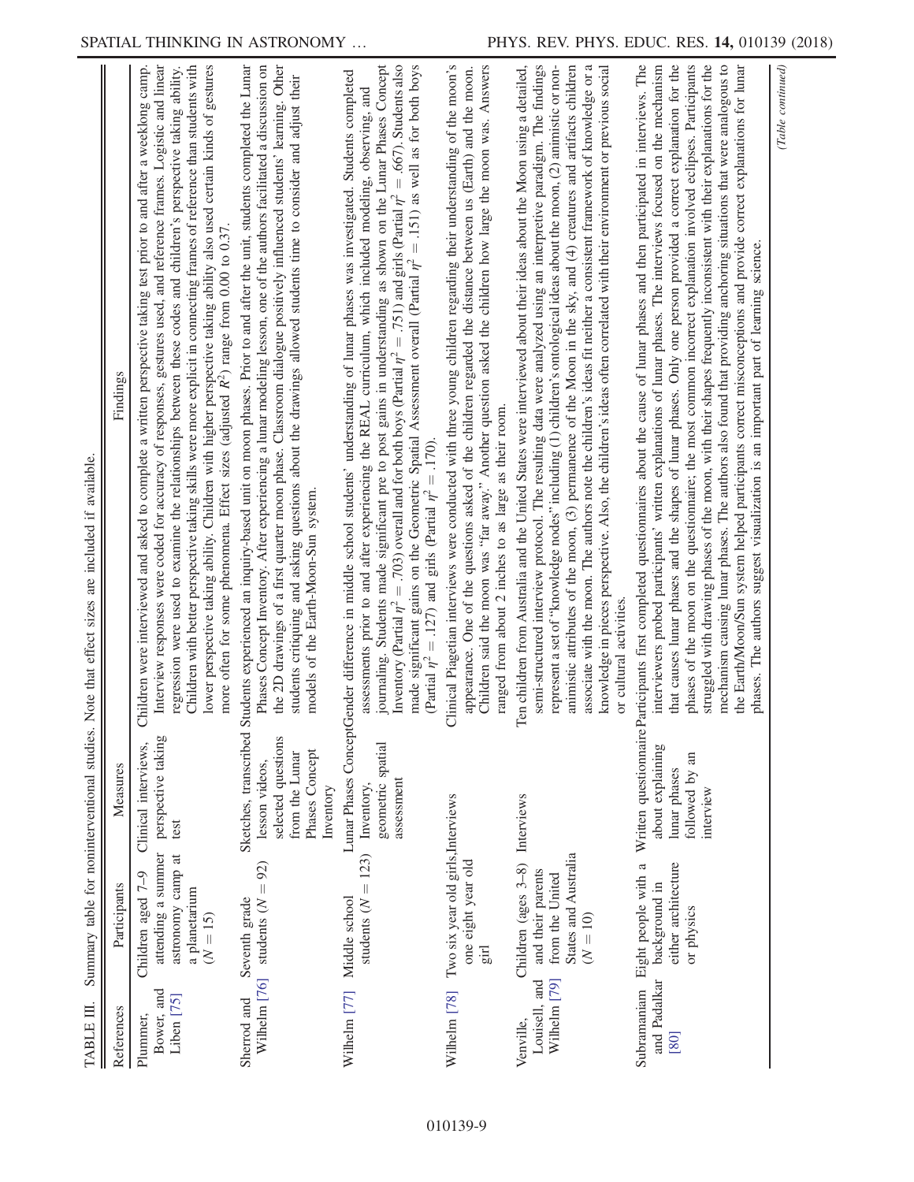TABLE III. Summary table for noninterventional studies. Note that effect sizes are included if available.

| References | Participants | Measures | Findings |
| --- | --- | --- | --- |
| Plummer, Bower, and Liben [75] | Children aged 7–9 attending a summer astronomy camp at a planetarium ($N = 15$) | Clinical interviews, perspective taking test | Children were interviewed and asked to complete a written perspective taking test prior to and after a weeklong camp. Interview responses were coded for accuracy of responses, gestures used, and reference frames. Logistic and linear regression were used to examine the relationships between these codes and children's perspective taking ability. Children with better perspective taking skills were more explicit in connecting frames of reference than students with lower perspective taking ability. Children with higher perspective taking ability also used certain kinds of gestures more often for some phenomena. Effect sizes (adjusted $R^2$) range from 0.00 to 0.37. |
| Sherrod and Wilhelm [76] | Seventh grade students ($N = 92$) | Sketches, transcribed lesson videos, selected questions from the Lunar Phases Concept Inventory | Students experienced an inquiry-based unit on moon phases. Prior to and after the unit, students completed the Lunar Phases Concept Inventory. After experiencing a lunar modeling lesson, one of the authors facilitated a discussion on the 2D drawings of a first quarter moon phase. Classroom dialogue positively influenced students' learning. Other students critiquing and asking questions about the drawings allowed students time to consider and adjust their models of the Earth-Moon-Sun system. |
| Wilhelm [77] | Middle school students ($N = 123$) | Lunar Phases Concept Inventory, geometric spatial assessment | Gender difference in middle school students' understanding of lunar phases was investigated. Students completed assessments prior to and after experiencing the REAL curriculum, which included modeling, observing, and journaling. Students made significant pre to post gains in understanding as shown on the Lunar Phases Concept Inventory (Partial $\eta^2 = .703$) overall and for both boys (Partial $\eta^2 = .751$) and girls (Partial $\eta^2 = .667$). Students also made significant gains on the Geometric Spatial Assessment overall (Partial $\eta^2 = .151$) as well as for both boys (Partial $\eta^2 = .127$) and girls (Partial $\eta^2 = .170$). |
| Wilhelm [78] | Two six year old girls, one eight year old girl | Interviews | Clinical Piagetian interviews were conducted with three young children regarding their understanding of the moon's appearance. One of the questions asked of the children regarded the distance between us (Earth) and the moon. Children said the moon was "far away." Another question asked the children how large the moon was. Answers ranged from about 2 inches to as large as their room. |
| Venville, Louisell, and Wilhelm [79] | Children (ages 3–8) and their parents from the United States and Australia ($N = 10$) | Interviews | Ten children from Australia and the United States were interviewed about their ideas about the Moon using a detailed, semi-structured interview protocol. The resulting data were analyzed using an interpretive paradigm. The findings represent a set of "knowledge nodes" including (1) children's ontological ideas about the moon, (2) animistic or non-animistic attributes of the moon, (3) permanence of the Moon in the sky, and (4) creatures and artifacts children associate with the moon. The authors note the children's ideas fit neither a consistent framework of knowledge or a knowledge in pieces perspective. Also, the children's ideas often correlated with their environment or previous social or cultural activities. |
| Subramaniam and Padalkar [80] | Eight people with a background in either architecture or physics | Written questionnaire about explaining lunar phases followed by an interview | Participants first completed questionnaires about the cause of lunar phases and then participated in interviews. The interviewers probed participants' written explanations of lunar phases. The interviews focused on the mechanism that causes lunar phases and the shapes of lunar phases. Only one person provided a correct explanation for the phases of the moon on the questionnaire; the most common incorrect explanation involved eclipses. Participants struggled with drawing phases of the moon, with their shapes frequently inconsistent with their explanations for the mechanism causing lunar phases. The authors also found that providing anchoring situations that were analogous to the Earth/Moon/Sun system helped participants correct misconceptions and provide correct explanations for lunar phases. The authors suggest visualization is an important part of learning science. |

*(Table continued)*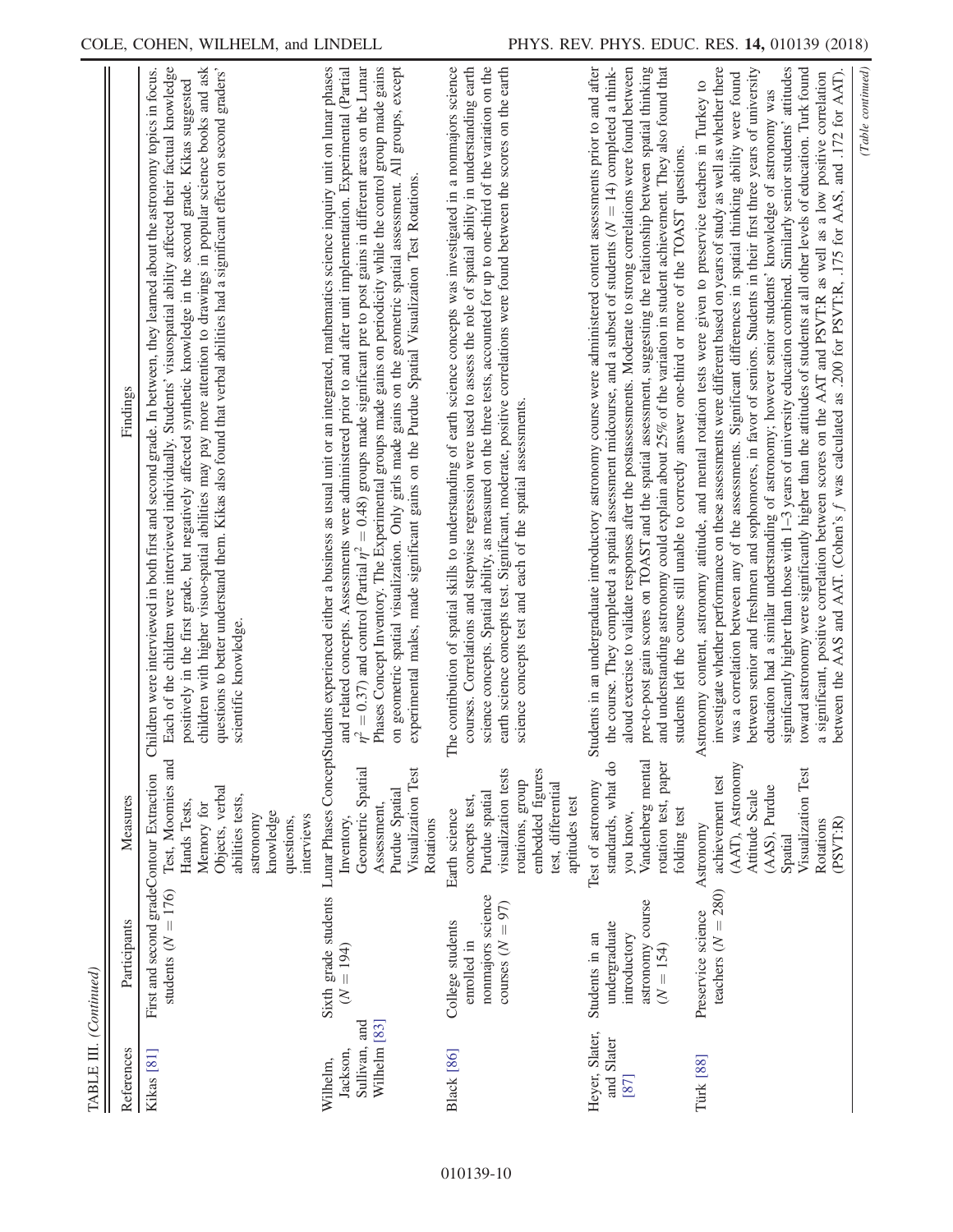TABLE III. (Continued)

| References | Participants | Measures | Findings |
| --- | --- | --- | --- |
| Kikas [81] | First and second grade students ($N = 176$) | Contour Extraction Test, Moomies and Hands Tests, Memory for Objects, verbal abilities tests, astronomy knowledge questions, interviews | Children were interviewed in both first and second grade. In between, they learned about the astronomy topics in focus. Each of the children were interviewed individually. Students' visuospatial ability affected their factual knowledge positively in the first grade, but negatively affected synthetic knowledge in the second grade. Kikas suggested children with higher visuo-spatial abilities may pay more attention to drawings in popular science books and ask questions to better understand them. Kikas also found that verbal abilities had a significant effect on second graders' scientific knowledge. |
| Wilhelm, Jackson, Sullivan, and Wilhelm [83] | Sixth grade students ($N = 194$) | Lunar Phases Concept Inventory, Geometric Spatial Assessment, Purdue Spatial Visualization Test Rotations | Students experienced either a business as usual unit or an integrated, mathematics science inquiry unit on lunar phases and related concepts. Assessments were administered prior to and after unit implementation. Experimental (Partial $\eta^2 = 0.37$) and control (Partial $\eta^2 = 0.48$) groups made significant pre to post gains in different areas on the Lunar Phases Concept Inventory. The Experimental groups made gains on periodicity while the control group made gains on geometric spatial visualization. Only girls made gains on the geometric spatial assessment. All groups, except experimental males, made significant gains on the Purdue Spatial Visualization Test Rotations. |
| Black [86] | College students enrolled in nonmajors science courses ($N = 97$) | Earth science concepts test, Purdue spatial visualization tests rotations, group embedded figures test, differential aptitudes test | The contribution of spatial skills to understanding of earth science concepts was investigated in a nonmajors science courses. Correlations and stepwise regression were used to assess the role of spatial ability in understanding earth science concepts. Spatial ability, as measured on the three tests, accounted for up to one-third of the variation on the earth science concepts test. Significant, moderate, positive correlations were found between the scores on the earth science concepts test and each of the spatial assessments. |
| Heyer, Slater, and Slater [87] | Students in an undergraduate introductory astronomy course ($N = 154$) | Test of astronomy standards, what do you know, Vandenberg mental rotation test, paper folding test | Students in an undergraduate introductory astronomy course were administered content assessments prior to and after the course. They completed a spatial assessment midcourse, and a subset of students ($N = 14$) completed a think-aloud exercise to validate responses after the postassessments. Moderate to strong correlations were found between pre-to-post gain scores on TOAST and the spatial assessment, suggesting the relationship between spatial thinking and understanding astronomy could explain about 25% of the variation in student achievement. They also found that students left the course still unable to correctly answer one-third or more of the TOAST questions. |
| Türk [88] | Preservice science teachers ($N = 280$) | Astronomy achievement test (AAT), Astronomy Attitude Scale (AAS), Purdue Spatial Visualization Test Rotations (PSVT:R) | Astronomy content, astronomy attitude, and mental rotation tests were given to preservice teachers in Turkey to investigate whether performance on these assessments were different based on years of study as well as whether there was a correlation between any of the assessments. Significant differences in spatial thinking ability were found between senior and freshmen and sophomores, in favor of seniors. Students in their first three years of university education had a similar understanding of astronomy; however senior students' knowledge of astronomy was significantly higher than those with 1–3 years of university education combined. Similarly senior students' attitudes toward astronomy were significantly higher than the attitudes of students at all other levels of education. Turk found a significant, positive correlation between scores on the AAT and PSVT:R as well as a low positive correlation between the AAS and AAT. (Cohen's $f$ was calculated as .200 for PSVT:R, .175 for AAS, and .172 for AAT). |

(Table continued)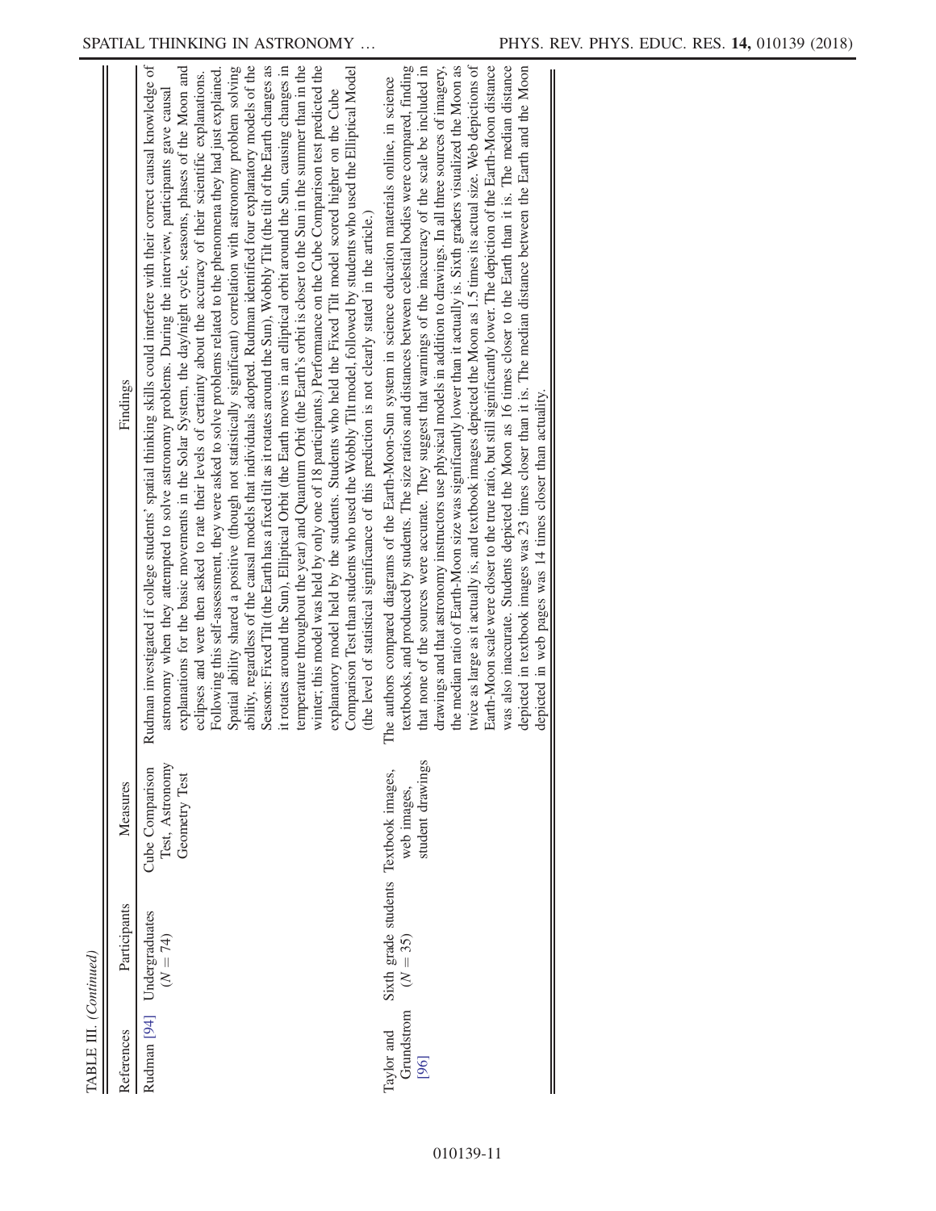TABLE III. *(Continued)*

| References | Participants | Measures | Findings |
|---|---|---|---|
| Rudman [94] | Undergraduates ($N = 74$) | Cube Comparison Test, Astronomy Geometry Test | Rudman investigated if college students' spatial thinking skills could interfere with their correct causal knowledge of astronomy when they attempted to solve astronomy problems. During the interview, participants gave causal explanations for the basic movements in the Solar System, the day/night cycle, seasons, phases of the Moon and eclipses and were then asked to rate their levels of certainty about the accuracy of their scientific explanations. Following this self-assessment, they were asked to solve problems related to the phenomena they had just explained. Spatial ability shared a positive (though not statistically significant) correlation with astronomy problem solving ability, regardless of the causal models that individuals adopted. Rudman identified four explanatory models of the Seasons: Fixed Tilt (the Earth has a fixed tilt as it rotates around the Sun), Wobbly Tilt (the tilt of the Earth changes as it rotates around the Sun), Elliptical Orbit (the Earth moves in an elliptical orbit around the Sun, causing changes in temperature throughout the year) and Quantum Orbit (the Earth's orbit is closer to the Sun in the summer than in the winter; this model was held by only one of 18 participants.) Performance on the Cube Comparison test predicted the explanatory model held by the students. Students who held the Fixed Tilt model scored higher on the Cube Comparison Test than students who used the Wobbly Tilt model, followed by students who used the Elliptical Model (the level of statistical significance of this prediction is not clearly stated in the article.) |
| Taylor and Grundstrom [96] | Sixth grade students ($N = 35$) | Textbook images, web images, student drawings | The authors compared diagrams of the Earth-Moon-Sun system in science education materials online, in science textbooks, and produced by students. The size ratios and distances between celestial bodies were compared, finding that none of the sources were accurate. They suggest that warnings of the inaccuracy of the scale be included in drawings and that astronomy instructors use physical models in addition to drawings. In all three sources of imagery, the median ratio of Earth-Moon size was significantly lower than it actually is. Sixth graders visualized the Moon as twice as large as it actually is, and textbook images depicted the Moon as 1.5 times its actual size. Web depictions of Earth-Moon scale were closer to the true ratio, but still significantly lower. The depiction of the Earth-Moon distance was also inaccurate. Students depicted the Moon as 16 times closer to the Earth than it is. The median distance depicted in textbook images was 23 times closer than it is. The median distance between the Earth and the Moon depicted in web pages was 14 times closer than actuality. |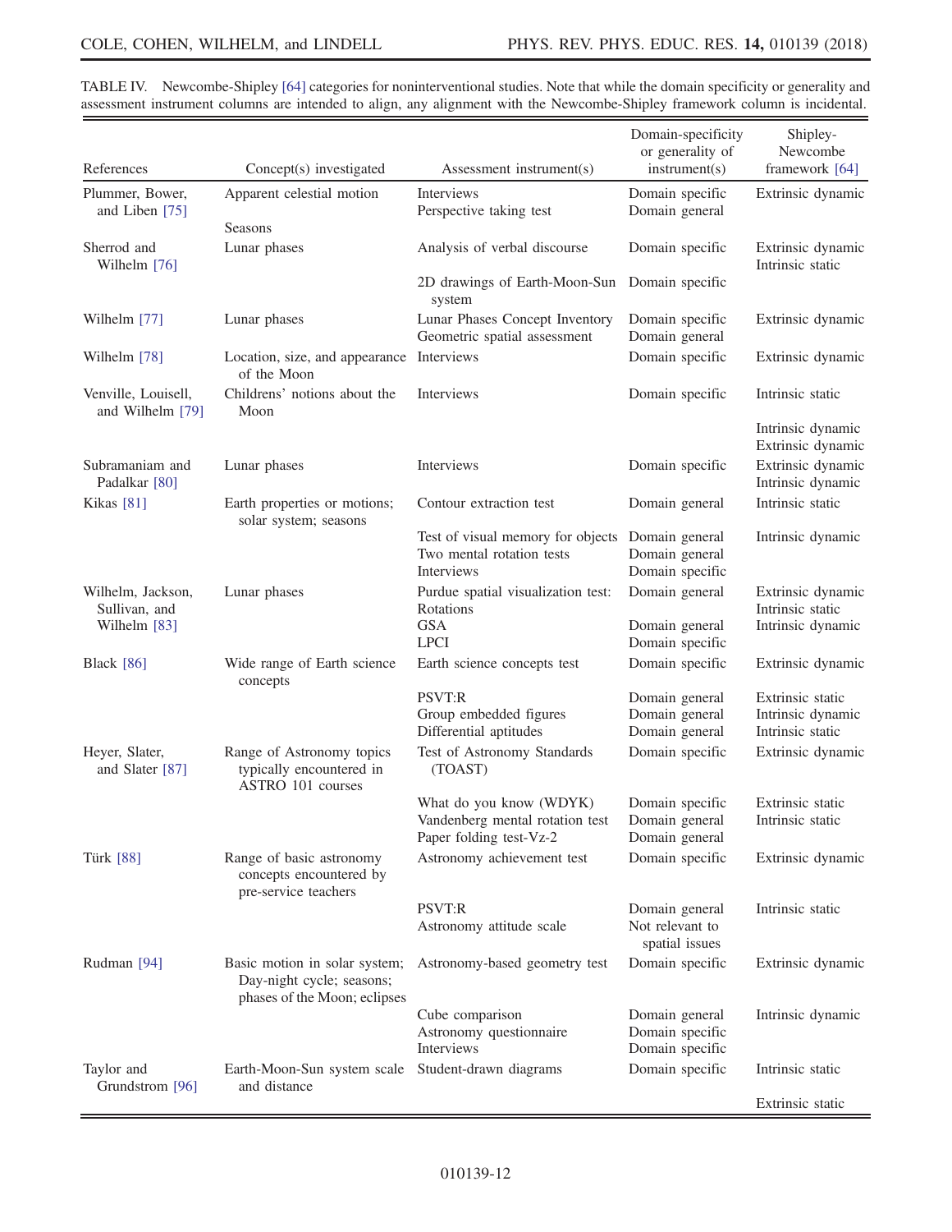TABLE IV. Newcombe-Shipley [64] categories for noninterventional studies. Note that while the domain specificity or generality and assessment instrument columns are intended to align, any alignment with the Newcombe-Shipley framework column is incidental.

| References | Concept(s) investigated | Assessment instrument(s) | Domain-specificity or generality of instrument(s) | Shipley-Newcombe framework [64] |
|---|---|---|---|---|
| Plummer, Bower, and Liben [75] | Apparent celestial motion | Interviews | Domain specific | Extrinsic dynamic |
| | | Perspective taking test | Domain general | |
| | Seasons | | | |
| Sherrod and Wilhelm [76] | Lunar phases | Analysis of verbal discourse | Domain specific | Extrinsic dynamic |
| | | | | Intrinsic static |
| | | 2D drawings of Earth-Moon-Sun system | Domain specific | |
| Wilhelm [77] | Lunar phases | Lunar Phases Concept Inventory | Domain specific | Extrinsic dynamic |
| | | Geometric spatial assessment | Domain general | |
| Wilhelm [78] | Location, size, and appearance of the Moon | Interviews | Domain specific | Extrinsic dynamic |
| Venville, Louisell, and Wilhelm [79] | Childrens' notions about the Moon | Interviews | Domain specific | Intrinsic static |
| | | | | Intrinsic dynamic |
| | | | | Extrinsic dynamic |
| Subramaniam and Padalkar [80] | Lunar phases | Interviews | Domain specific | Extrinsic dynamic |
| | | | | Intrinsic dynamic |
| Kikas [81] | Earth properties or motions; solar system; seasons | Contour extraction test | Domain general | Intrinsic static |
| | | Test of visual memory for objects | Domain general | Intrinsic dynamic |
| | | Two mental rotation tests | Domain general | |
| | | Interviews | Domain specific | |
| Wilhelm, Jackson, Sullivan, and Wilhelm [83] | Lunar phases | Purdue spatial visualization test: Rotations | Domain general | Extrinsic dynamic |
| | | | | Intrinsic static |
| | | GSA | Domain general | Intrinsic dynamic |
| | | LPCI | Domain specific | |
| Black [86] | Wide range of Earth science concepts | Earth science concepts test | Domain specific | Extrinsic dynamic |
| | | PSVT:R | Domain general | Extrinsic static |
| | | Group embedded figures | Domain general | Intrinsic dynamic |
| | | Differential aptitudes | Domain general | Intrinsic static |
| Heyer, Slater, and Slater [87] | Range of Astronomy topics typically encountered in ASTRO 101 courses | Test of Astronomy Standards (TOAST) | Domain specific | Extrinsic dynamic |
| | | What do you know (WDYK) | Domain specific | Extrinsic static |
| | | Vandenberg mental rotation test | Domain general | Intrinsic static |
| | | Paper folding test-Vz-2 | Domain general | |
| Türk [88] | Range of basic astronomy concepts encountered by pre-service teachers | Astronomy achievement test | Domain specific | Extrinsic dynamic |
| | | PSVT:R | Domain general | Intrinsic static |
| | | Astronomy attitude scale | Not relevant to spatial issues | |
| Rudman [94] | Basic motion in solar system; Day-night cycle; seasons; phases of the Moon; eclipses | Astronomy-based geometry test | Domain specific | Extrinsic dynamic |
| | | Cube comparison | Domain general | Intrinsic dynamic |
| | | Astronomy questionnaire | Domain specific | |
| | | Interviews | Domain specific | |
| Taylor and Grundstrom [96] | Earth-Moon-Sun system scale and distance | Student-drawn diagrams | Domain specific | Intrinsic static |
| | | | | Extrinsic static |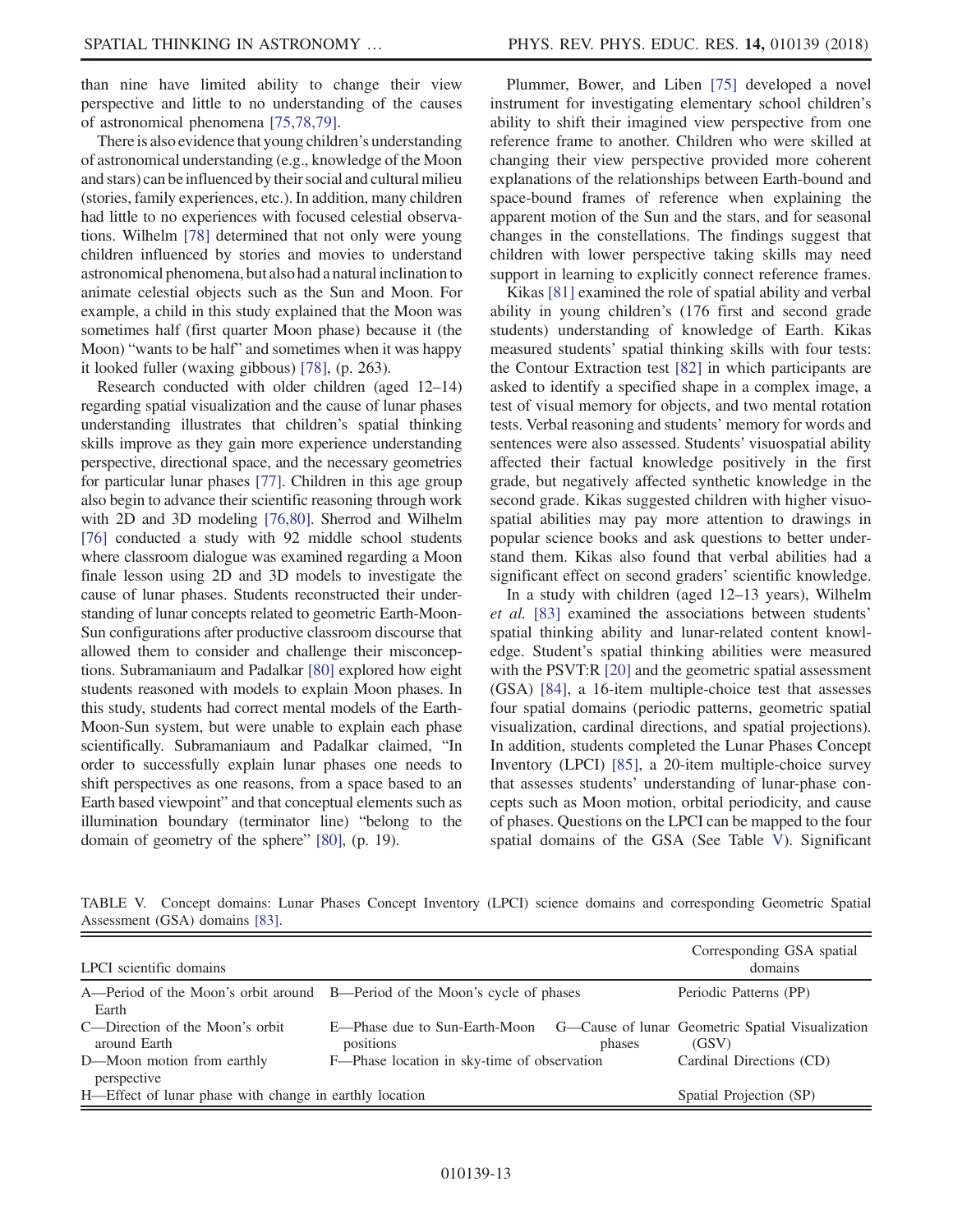than nine have limited ability to change their view perspective and little to no understanding of the causes of astronomical phenomena [75,78,79].

There is also evidence that young children's understanding of astronomical understanding (e.g., knowledge of the Moon and stars) can be influenced by their social and cultural milieu (stories, family experiences, etc.). In addition, many children had little to no experiences with focused celestial observations. Wilhelm [78] determined that not only were young children influenced by stories and movies to understand astronomical phenomena, but also had a natural inclination to animate celestial objects such as the Sun and Moon. For example, a child in this study explained that the Moon was sometimes half (first quarter Moon phase) because it (the Moon) "wants to be half" and sometimes when it was happy it looked fuller (waxing gibbous) [78], (p. 263).

Research conducted with older children (aged 12–14) regarding spatial visualization and the cause of lunar phases understanding illustrates that children's spatial thinking skills improve as they gain more experience understanding perspective, directional space, and the necessary geometries for particular lunar phases [77]. Children in this age group also begin to advance their scientific reasoning through work with 2D and 3D modeling [76,80]. Sherrod and Wilhelm [76] conducted a study with 92 middle school students where classroom dialogue was examined regarding a Moon finale lesson using 2D and 3D models to investigate the cause of lunar phases. Students reconstructed their understanding of lunar concepts related to geometric Earth-Moon-Sun configurations after productive classroom discourse that allowed them to consider and challenge their misconceptions. Subramaniaum and Padalkar [80] explored how eight students reasoned with models to explain Moon phases. In this study, students had correct mental models of the Earth-Moon-Sun system, but were unable to explain each phase scientifically. Subramaniaum and Padalkar claimed, "In order to successfully explain lunar phases one needs to shift perspectives as one reasons, from a space based to an Earth based viewpoint" and that conceptual elements such as illumination boundary (terminator line) "belong to the domain of geometry of the sphere" [80], (p. 19).

Plummer, Bower, and Liben [75] developed a novel instrument for investigating elementary school children's ability to shift their imagined view perspective from one reference frame to another. Children who were skilled at changing their view perspective provided more coherent explanations of the relationships between Earth-bound and space-bound frames of reference when explaining the apparent motion of the Sun and the stars, and for seasonal changes in the constellations. The findings suggest that children with lower perspective taking skills may need support in learning to explicitly connect reference frames.

Kikas [81] examined the role of spatial ability and verbal ability in young children's (176 first and second grade students) understanding of knowledge of Earth. Kikas measured students' spatial thinking skills with four tests: the Contour Extraction test [82] in which participants are asked to identify a specified shape in a complex image, a test of visual memory for objects, and two mental rotation tests. Verbal reasoning and students' memory for words and sentences were also assessed. Students' visuospatial ability affected their factual knowledge positively in the first grade, but negatively affected synthetic knowledge in the second grade. Kikas suggested children with higher visuospatial abilities may pay more attention to drawings in popular science books and ask questions to better understand them. Kikas also found that verbal abilities had a significant effect on second graders' scientific knowledge.

In a study with children (aged 12–13 years), Wilhelm *et al.* [83] examined the associations between students' spatial thinking ability and lunar-related content knowledge. Student's spatial thinking abilities were measured with the PSVT:R [20] and the geometric spatial assessment (GSA) [84], a 16-item multiple-choice test that assesses four spatial domains (periodic patterns, geometric spatial visualization, cardinal directions, and spatial projections). In addition, students completed the Lunar Phases Concept Inventory (LPCI) [85], a 20-item multiple-choice survey that assesses students' understanding of lunar-phase concepts such as Moon motion, orbital periodicity, and cause of phases. Questions on the LPCI can be mapped to the four spatial domains of the GSA (See Table V). Significant

TABLE V. Concept domains: Lunar Phases Concept Inventory (LPCI) science domains and corresponding Geometric Spatial Assessment (GSA) domains [83].

| LPCI scientific domains | | | Corresponding GSA spatial domains |
|---|---|---|---|
| A—Period of the Moon's orbit around Earth | B—Period of the Moon's cycle of phases | | Periodic Patterns (PP) |
| C—Direction of the Moon's orbit around Earth | E—Phase due to Sun-Earth-Moon positions | G—Cause of lunar phases | Geometric Spatial Visualization (GSV) |
| D—Moon motion from earthly perspective | F—Phase location in sky-time of observation | | Cardinal Directions (CD) |
| H—Effect of lunar phase with change in earthly location | | | Spatial Projection (SP) |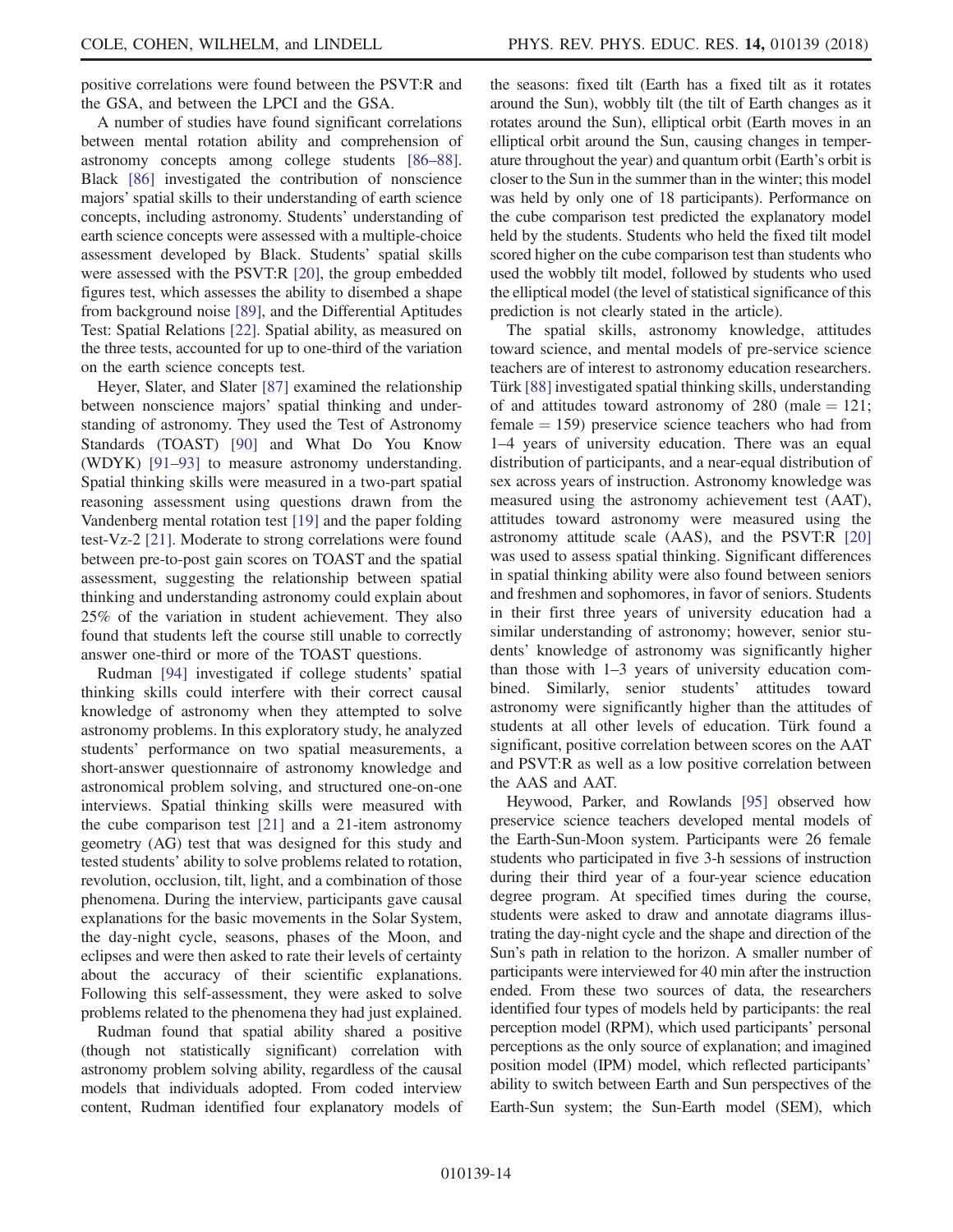positive correlations were found between the PSVT:R and the GSA, and between the LPCI and the GSA.

A number of studies have found significant correlations between mental rotation ability and comprehension of astronomy concepts among college students [86–88]. Black [86] investigated the contribution of nonscience majors' spatial skills to their understanding of earth science concepts, including astronomy. Students' understanding of earth science concepts were assessed with a multiple-choice assessment developed by Black. Students' spatial skills were assessed with the PSVT:R [20], the group embedded figures test, which assesses the ability to disembed a shape from background noise [89], and the Differential Aptitudes Test: Spatial Relations [22]. Spatial ability, as measured on the three tests, accounted for up to one-third of the variation on the earth science concepts test.

Heyer, Slater, and Slater [87] examined the relationship between nonscience majors' spatial thinking and understanding of astronomy. They used the Test of Astronomy Standards (TOAST) [90] and What Do You Know (WDYK) [91–93] to measure astronomy understanding. Spatial thinking skills were measured in a two-part spatial reasoning assessment using questions drawn from the Vandenberg mental rotation test [19] and the paper folding test-Vz-2 [21]. Moderate to strong correlations were found between pre-to-post gain scores on TOAST and the spatial assessment, suggesting the relationship between spatial thinking and understanding astronomy could explain about 25% of the variation in student achievement. They also found that students left the course still unable to correctly answer one-third or more of the TOAST questions.

Rudman [94] investigated if college students' spatial thinking skills could interfere with their correct causal knowledge of astronomy when they attempted to solve astronomy problems. In this exploratory study, he analyzed students' performance on two spatial measurements, a short-answer questionnaire of astronomy knowledge and astronomical problem solving, and structured one-on-one interviews. Spatial thinking skills were measured with the cube comparison test [21] and a 21-item astronomy geometry (AG) test that was designed for this study and tested students' ability to solve problems related to rotation, revolution, occlusion, tilt, light, and a combination of those phenomena. During the interview, participants gave causal explanations for the basic movements in the Solar System, the day-night cycle, seasons, phases of the Moon, and eclipses and were then asked to rate their levels of certainty about the accuracy of their scientific explanations. Following this self-assessment, they were asked to solve problems related to the phenomena they had just explained.

Rudman found that spatial ability shared a positive (though not statistically significant) correlation with astronomy problem solving ability, regardless of the causal models that individuals adopted. From coded interview content, Rudman identified four explanatory models of the seasons: fixed tilt (Earth has a fixed tilt as it rotates around the Sun), wobbly tilt (the tilt of Earth changes as it rotates around the Sun), elliptical orbit (Earth moves in an elliptical orbit around the Sun, causing changes in temperature throughout the year) and quantum orbit (Earth's orbit is closer to the Sun in the summer than in the winter; this model was held by only one of 18 participants). Performance on the cube comparison test predicted the explanatory model held by the students. Students who held the fixed tilt model scored higher on the cube comparison test than students who used the wobbly tilt model, followed by students who used the elliptical model (the level of statistical significance of this prediction is not clearly stated in the article).

The spatial skills, astronomy knowledge, attitudes toward science, and mental models of pre-service science teachers are of interest to astronomy education researchers. Türk [88] investigated spatial thinking skills, understanding of and attitudes toward astronomy of 280 (male = 121; female = 159) preservice science teachers who had from 1–4 years of university education. There was an equal distribution of participants, and a near-equal distribution of sex across years of instruction. Astronomy knowledge was measured using the astronomy achievement test (AAT), attitudes toward astronomy were measured using the astronomy attitude scale (AAS), and the PSVT:R [20] was used to assess spatial thinking. Significant differences in spatial thinking ability were also found between seniors and freshmen and sophomores, in favor of seniors. Students in their first three years of university education had a similar understanding of astronomy; however, senior students' knowledge of astronomy was significantly higher than those with 1–3 years of university education combined. Similarly, senior students' attitudes toward astronomy were significantly higher than the attitudes of students at all other levels of education. Türk found a significant, positive correlation between scores on the AAT and PSVT:R as well as a low positive correlation between the AAS and AAT.

Heywood, Parker, and Rowlands [95] observed how preservice science teachers developed mental models of the Earth-Sun-Moon system. Participants were 26 female students who participated in five 3-h sessions of instruction during their third year of a four-year science education degree program. At specified times during the course, students were asked to draw and annotate diagrams illustrating the day-night cycle and the shape and direction of the Sun's path in relation to the horizon. A smaller number of participants were interviewed for 40 min after the instruction ended. From these two sources of data, the researchers identified four types of models held by participants: the real perception model (RPM), which used participants' personal perceptions as the only source of explanation; and imagined position model (IPM) model, which reflected participants' ability to switch between Earth and Sun perspectives of the Earth-Sun system; the Sun-Earth model (SEM), which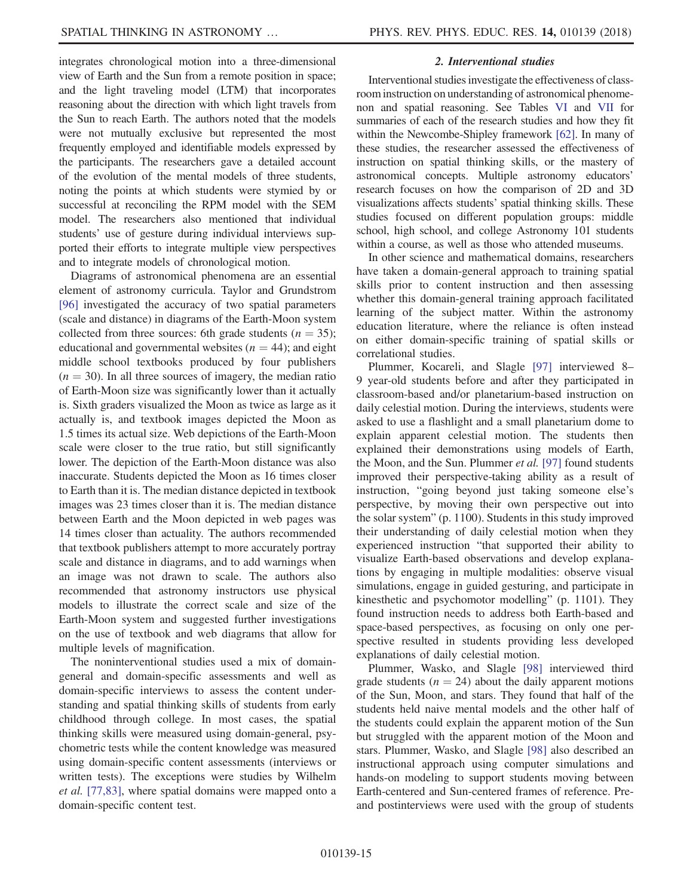integrates chronological motion into a three-dimensional view of Earth and the Sun from a remote position in space; and the light traveling model (LTM) that incorporates reasoning about the direction with which light travels from the Sun to reach Earth. The authors noted that the models were not mutually exclusive but represented the most frequently employed and identifiable models expressed by the participants. The researchers gave a detailed account of the evolution of the mental models of three students, noting the points at which students were stymied by or successful at reconciling the RPM model with the SEM model. The researchers also mentioned that individual students' use of gesture during individual interviews supported their efforts to integrate multiple view perspectives and to integrate models of chronological motion.

Diagrams of astronomical phenomena are an essential element of astronomy curricula. Taylor and Grundstrom [96] investigated the accuracy of two spatial parameters (scale and distance) in diagrams of the Earth-Moon system collected from three sources: 6th grade students ($n = 35$); educational and governmental websites ($n = 44$); and eight middle school textbooks produced by four publishers ($n = 30$). In all three sources of imagery, the median ratio of Earth-Moon size was significantly lower than it actually is. Sixth graders visualized the Moon as twice as large as it actually is, and textbook images depicted the Moon as 1.5 times its actual size. Web depictions of the Earth-Moon scale were closer to the true ratio, but still significantly lower. The depiction of the Earth-Moon distance was also inaccurate. Students depicted the Moon as 16 times closer to Earth than it is. The median distance depicted in textbook images was 23 times closer than it is. The median distance between Earth and the Moon depicted in web pages was 14 times closer than actuality. The authors recommended that textbook publishers attempt to more accurately portray scale and distance in diagrams, and to add warnings when an image was not drawn to scale. The authors also recommended that astronomy instructors use physical models to illustrate the correct scale and size of the Earth-Moon system and suggested further investigations on the use of textbook and web diagrams that allow for multiple levels of magnification.

The noninterventional studies used a mix of domain-general and domain-specific assessments and well as domain-specific interviews to assess the content understanding and spatial thinking skills of students from early childhood through college. In most cases, the spatial thinking skills were measured using domain-general, psychometric tests while the content knowledge was measured using domain-specific content assessments (interviews or written tests). The exceptions were studies by Wilhelm *et al.* [77,83], where spatial domains were mapped onto a domain-specific content test.

#### 2. Interventional studies

Interventional studies investigate the effectiveness of classroom instruction on understanding of astronomical phenomenon and spatial reasoning. See Tables VI and VII for summaries of each of the research studies and how they fit within the Newcombe-Shipley framework [62]. In many of these studies, the researcher assessed the effectiveness of instruction on spatial thinking skills, or the mastery of astronomical concepts. Multiple astronomy educators' research focuses on how the comparison of 2D and 3D visualizations affects students' spatial thinking skills. These studies focused on different population groups: middle school, high school, and college Astronomy 101 students within a course, as well as those who attended museums.

In other science and mathematical domains, researchers have taken a domain-general approach to training spatial skills prior to content instruction and then assessing whether this domain-general training approach facilitated learning of the subject matter. Within the astronomy education literature, where the reliance is often instead on either domain-specific training of spatial skills or correlational studies.

Plummer, Kocareli, and Slagle [97] interviewed 8–9 year-old students before and after they participated in classroom-based and/or planetarium-based instruction on daily celestial motion. During the interviews, students were asked to use a flashlight and a small planetarium dome to explain apparent celestial motion. The students then explained their demonstrations using models of Earth, the Moon, and the Sun. Plummer *et al.* [97] found students improved their perspective-taking ability as a result of instruction, "going beyond just taking someone else's perspective, by moving their own perspective out into the solar system" (p. 1100). Students in this study improved their understanding of daily celestial motion when they experienced instruction "that supported their ability to visualize Earth-based observations and develop explanations by engaging in multiple modalities: observe visual simulations, engage in guided gesturing, and participate in kinesthetic and psychomotor modelling" (p. 1101). They found instruction needs to address both Earth-based and space-based perspectives, as focusing on only one perspective resulted in students providing less developed explanations of daily celestial motion.

Plummer, Wasko, and Slagle [98] interviewed third grade students ($n = 24$) about the daily apparent motions of the Sun, Moon, and stars. They found that half of the students held naive mental models and the other half of the students could explain the apparent motion of the Sun but struggled with the apparent motion of the Moon and stars. Plummer, Wasko, and Slagle [98] also described an instructional approach using computer simulations and hands-on modeling to support students moving between Earth-centered and Sun-centered frames of reference. Pre- and postinterviews were used with the group of students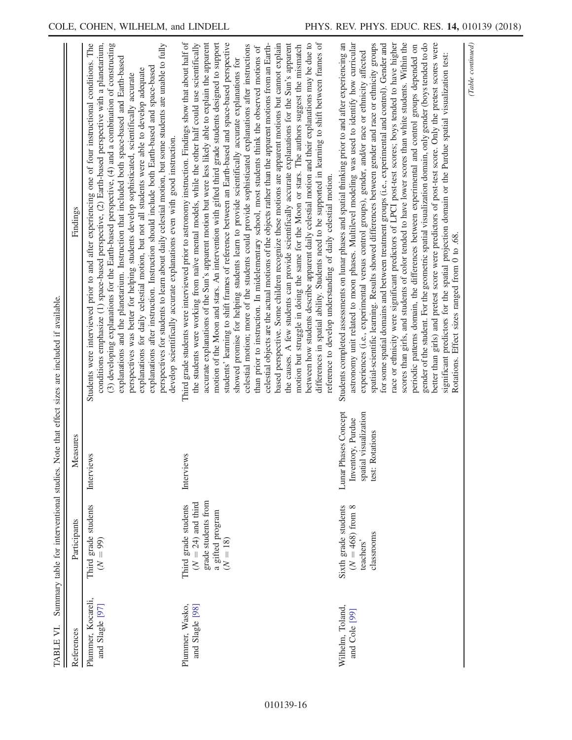TABLE VI. Summary table for interventional studies. Note that effect sizes are included if available.

| References | Participants | Measures | Findings |
| --- | --- | --- | --- |
| Plummer, Kocareli, and Slagle [97] | Third grade students ($N = 99$) | Interviews | Students were interviewed prior to and after experiencing one of four instructional conditions. The conditions emphasize (1) space-based perspective, (2) Earth-based perspective with a planetarium, (3) developing explanations for the Earth-based perspective, (4) and a combination of constructing explanations and the planetarium. Instruction that included both space-based and Earth-based perspectives was better for helping students develop sophisticated, scientifically accurate explanations for daily celestial motion, but not all students were able to develop adequate explanation after instruction. Instruction should include both Earth-based and space-based perspectives for students to learn about daily celestial motion, but some students are unable to fully develop scientifically accurate explanations even with good instruction. |
| Plummer, Wasko, and Slagle [98] | Third grade students ($N = 24$) and third grade students from a gifted program ($N = 18$) | Interviews | Third grade students were interviewed prior to astronomy instruction. Findings show that about half of the students were working from naïve mental models, while the other half could use scientifically accurate explanations of the Sun's apparent motion but were less likely able to explain the apparent motion of the Moon and stars. An intervention with gifted third grade students designed to support students' learning to shift frames of reference between an Earth-based and space-based perspective showed promise for helping students learn to provide scientifically accurate explanations for celestial motion; more of the students could provide sophisticated explanations after instructions than prior to instruction. In midelementary school, most students think the observed motions of celestial objects are the actual motions of the objects rather than the apparent motions from an Earth-based perspective. Some children recognize these motions are apparent motions but cannot explain the causes. A few students can provide scientifically accurate explanations for the Sun's apparent motion but struggle in doing the same for the Moon or stars. The authors suggest the mismatch between how students describe apparent daily celestial motion and their explanations may be due to differences in spatial ability. Students need to be supported in learning to shift between frames of reference to develop understanding of daily celestial motion. |
| Wilhelm, Toland, and Cole [99] | Sixth grade students ($N = 468$) from 8 teachers' classrooms | Lunar Phases Concept Inventory, Purdue spatial visualization test: Rotations | Students completed assessments on lunar phases and spatial thinking prior to and after experiencing an astronomy unit related to moon phases. Multilevel modeling was used to identify how curricular experiences (i.e., experimental versus control groups), gender, and/or race or ethnicity affected spatial-scientific learning. Results showed differences between gender and race or ethnicity groups for some spatial domains and between treatment groups (i.e., experimental and control). Gender and race or ethnicity were significant predictors of LPCI post-test scores; boys tended to have higher scores than girls, and students of color tended to have lower scores than white students. Within the periodic patterns domain, the differences between experimental and control groups depended on gender of the student. For the geometric spatial visualization domain, only gender (boys tended to do better than girls) and pretest score were predictors of post-test score. Only the pretest scores were significant predictors for the spatial projection domain or the Purdue spatial visualization test: Rotations. Effect sizes ranged from 0 to .68. |

(Table continued)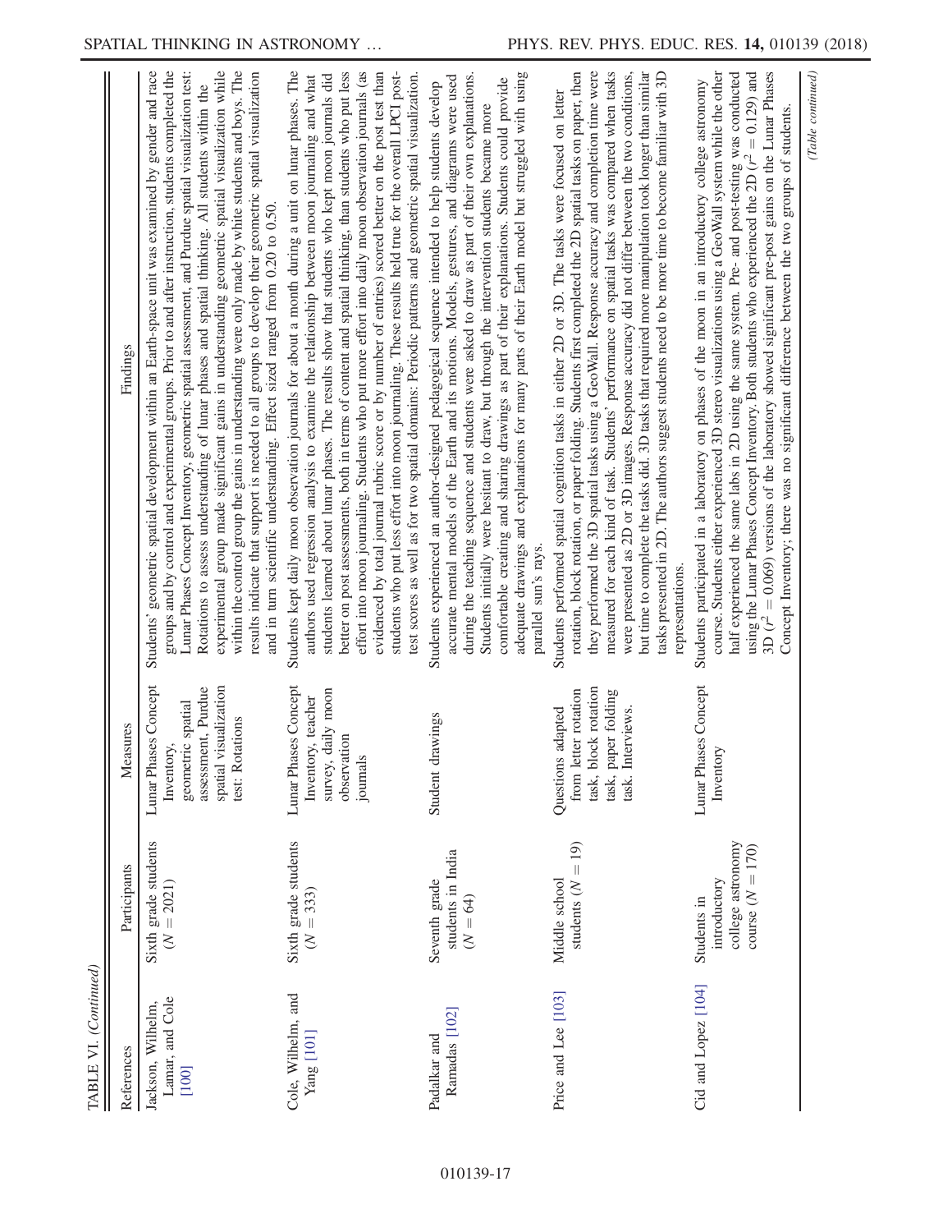TABLE VI. (Continued)

| References | Participants | Measures | Findings |
| --- | --- | --- | --- |
| Jackson, Wilhelm, Lamar, and Cole [100] | Sixth grade students ($N = 2021$) | Lunar Phases Concept Inventory, geometric spatial assessment, Purdue spatial visualization test: Rotations | Students' geometric spatial development within an Earth-space unit was examined by gender and race groups and by control and experimental groups. Prior to and after instruction, students completed the Lunar Phases Concept Inventory, geometric spatial assessment, and Purdue spatial visualization test: Rotations to assess understanding of lunar phases and spatial thinking. All students within the experimental group made significant gains in understanding geometric spatial visualization while within the control group the gains in understanding were only made by white students and boys. The results indicate that support is needed to all groups to develop their geometric spatial visualization and in turn scientific understanding. Effect sized ranged from 0.20 to 0.50. |
| Cole, Wilhelm, and Yang [101] | Sixth grade students ($N = 333$) | Lunar Phases Concept Inventory, teacher survey, daily moon observation journals | Students kept daily moon observation journals for about a month during a unit on lunar phases. The authors used regression analysis to examine the relationship between moon journaling and what students learned about lunar phases. The results show that students who kept moon journals did better on post assessments, both in terms of content and spatial thinking, than students who put less effort into moon journaling. Students who put more effort into daily moon observation journals (as evidenced by total journal rubric score or by number of entries) scored better on the post test than students who put less effort into moon journaling. These results held true for the overall LPCI post-test scores as well as for two spatial domains: Periodic patterns and geometric spatial visualization. |
| Padalkar and Ramadas [102] | Seventh grade students in India ($N = 64$) | Student drawings | Students experienced an author-designed pedagogical sequence intended to help students develop accurate mental models of the Earth and its motions. Models, gestures, and diagrams were used during the teaching sequence and students were asked to draw as part of their own explanations. Students initially were hesitant to draw, but through the intervention students became more comfortable creating and sharing drawings as part of their explanations. Students could provide adequate drawings and explanations for many parts of their Earth model but struggled with using parallel sun's rays. |
| Price and Lee [103] | Middle school students ($N = 19$) | Questions adapted from letter rotation task, block rotation task, paper folding task. Interviews. | Students performed spatial cognition tasks in either 2D or 3D. The tasks were focused on letter rotation, block rotation, or paper folding. Students first completed the 2D spatial tasks on paper, then they performed the 3D spatial tasks using a GeoWall. Response accuracy and completion time were measured for each kind of task. Students' performance on spatial tasks was compared when tasks were presented as 2D or 3D images. Response accuracy did not differ between the two conditions, but time to complete the tasks did. 3D tasks that required more manipulation took longer than similar tasks presented in 2D. The authors suggest students need to be more time to become familiar with 3D representations. |
| Cid and Lopez [104] | Students in introductory college astronomy course ($N = 170$) | Lunar Phases Concept Inventory | Students participated in a laboratory on phases of the moon in an introductory college astronomy course. Students either experienced 3D stereo visualizations using a GeoWall system while the other half experienced the same labs in 2D using the same system. Pre- and post-testing was conducted using the Lunar Phases Concept Inventory. Both students who experienced the 2D ($r^2 = 0.129$) and 3D ($r^2 = 0.069$) versions of the laboratory showed significant pre-post gains on the Lunar Phases Concept Inventory; there was no significant difference between the two groups of students. |

(Table continued)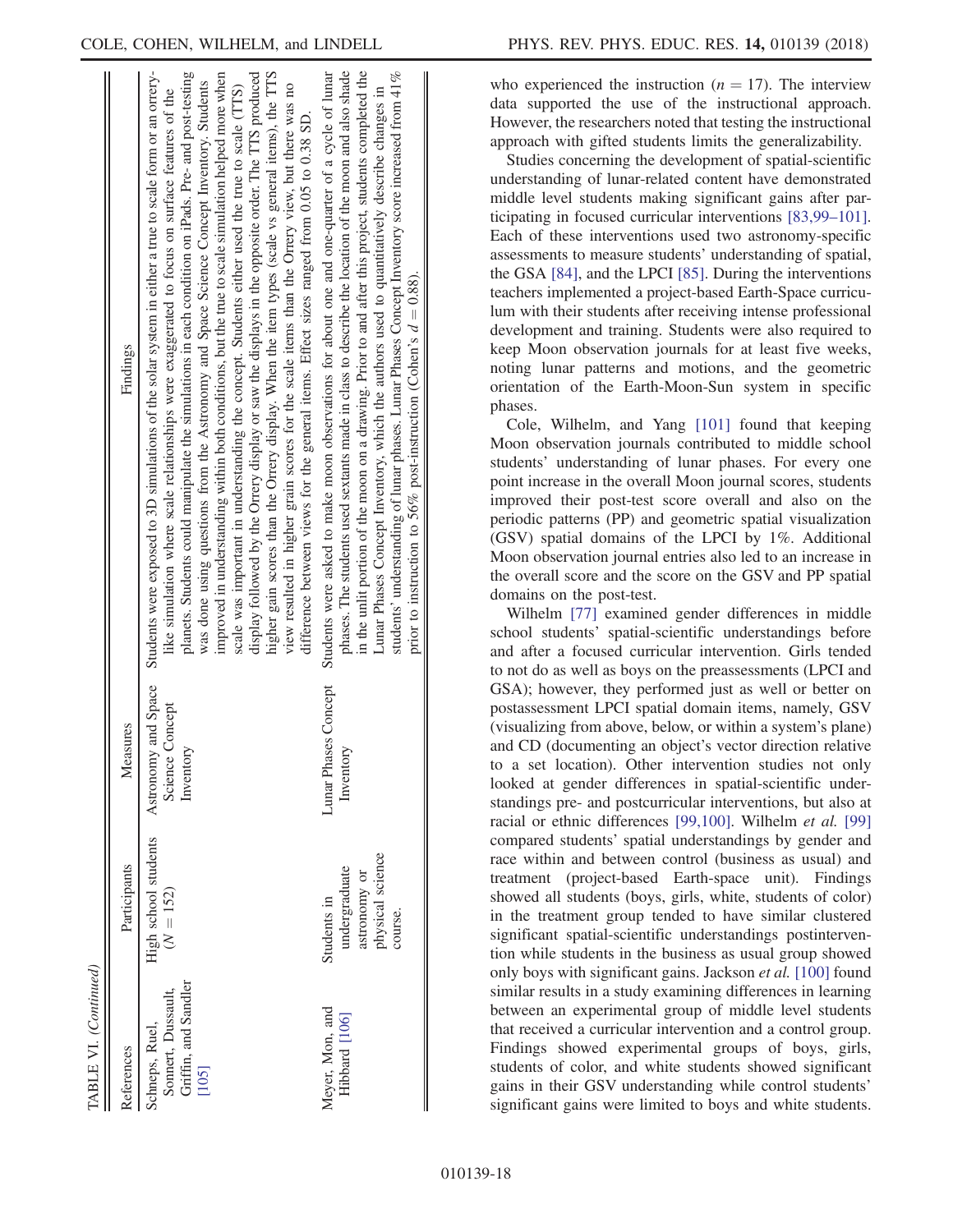TABLE VI. (Continued)

| References | Participants | Measures | Findings |
| --- | --- | --- | --- |
| Schneps, Ruel, Sonnert, Dussault, Griffin, and Sandler [105] | High school students ($N = 152$) | Astronomy and Space Science Concept Inventory | Students were exposed to 3D simulations of the solar system in either a true to scale form or an orrery-like simulation where scale relationships were exaggerated to focus on surface features of the planets. Students could manipulate the simulations in each condition on iPads. Pre- and post-testing was done using questions from the Astronomy and Space Science Concept Inventory. Students improved in understanding within both conditions, but the true to scale simulation helped more when scale was important in understanding the concept. Students either used the true to scale (TTS) display followed by the Orrery display or saw the displays in the opposite order. The TTS produced higher gain scores than the Orrery display. When the item types (scale vs general items), the TTS view resulted in higher grain scores for the scale items than the Orrery view, but there was no difference between views for the general items. Effect sizes ranged from 0.05 to 0.38 SD. |
| Meyer, Mon, and Hibbard [106] | Students in undergraduate astronomy or physical science course. | Lunar Phases Concept Inventory | Students were asked to make moon observations for about one and one-quarter of a cycle of lunar phases. The students used sextants made in class to describe the location of the moon and also shade in the unlit portion of the moon on a drawing. Prior to and after this project, students completed the Lunar Phases Concept Inventory, which the authors used to quantitatively describe changes in students' understanding of lunar phases. Lunar Phases Concept Inventory score increased from 41% prior to instruction to 56% post-instruction (Cohen's $d = 0.88$). |

who experienced the instruction ($n = 17$). The interview data supported the use of the instructional approach. However, the researchers noted that testing the instructional approach with gifted students limits the generalizability.

Studies concerning the development of spatial-scientific understanding of lunar-related content have demonstrated middle level students making significant gains after participating in focused curricular interventions [83,99–101]. Each of these interventions used two astronomy-specific assessments to measure students' understanding of spatial, the GSA [84], and the LPCI [85]. During the interventions teachers implemented a project-based Earth-Space curriculum with their students after receiving intense professional development and training. Students were also required to keep Moon observation journals for at least five weeks, noting lunar patterns and motions, and the geometric orientation of the Earth-Moon-Sun system in specific phases.

Cole, Wilhelm, and Yang [101] found that keeping Moon observation journals contributed to middle school students' understanding of lunar phases. For every one point increase in the overall Moon journal scores, students improved their post-test score overall and also on the periodic patterns (PP) and geometric spatial visualization (GSV) spatial domains of the LPCI by 1%. Additional Moon observation journal entries also led to an increase in the overall score and the score on the GSV and PP spatial domains on the post-test.

Wilhelm [77] examined gender differences in middle school students' spatial-scientific understandings before and after a focused curricular intervention. Girls tended to not do as well as boys on the preassessments (LPCI and GSA); however, they performed just as well or better on postassessment LPCI spatial domain items, namely, GSV (visualizing from above, below, or within a system's plane) and CD (documenting an object's vector direction relative to a set location). Other intervention studies not only looked at gender differences in spatial-scientific understandings pre- and postcurricular interventions, but also at racial or ethnic differences [99,100]. Wilhelm *et al.* [99] compared students' spatial understandings by gender and race within and between control (business as usual) and treatment (project-based Earth-space unit). Findings showed all students (boys, girls, white, students of color) in the treatment group tended to have similar clustered significant spatial-scientific understandings postintervention while students in the business as usual group showed only boys with significant gains. Jackson *et al.* [100] found similar results in a study examining differences in learning between an experimental group of middle level students that received a curricular intervention and a control group. Findings showed experimental groups of boys, girls, students of color, and white students showed significant gains in their GSV understanding while control students' significant gains were limited to boys and white students.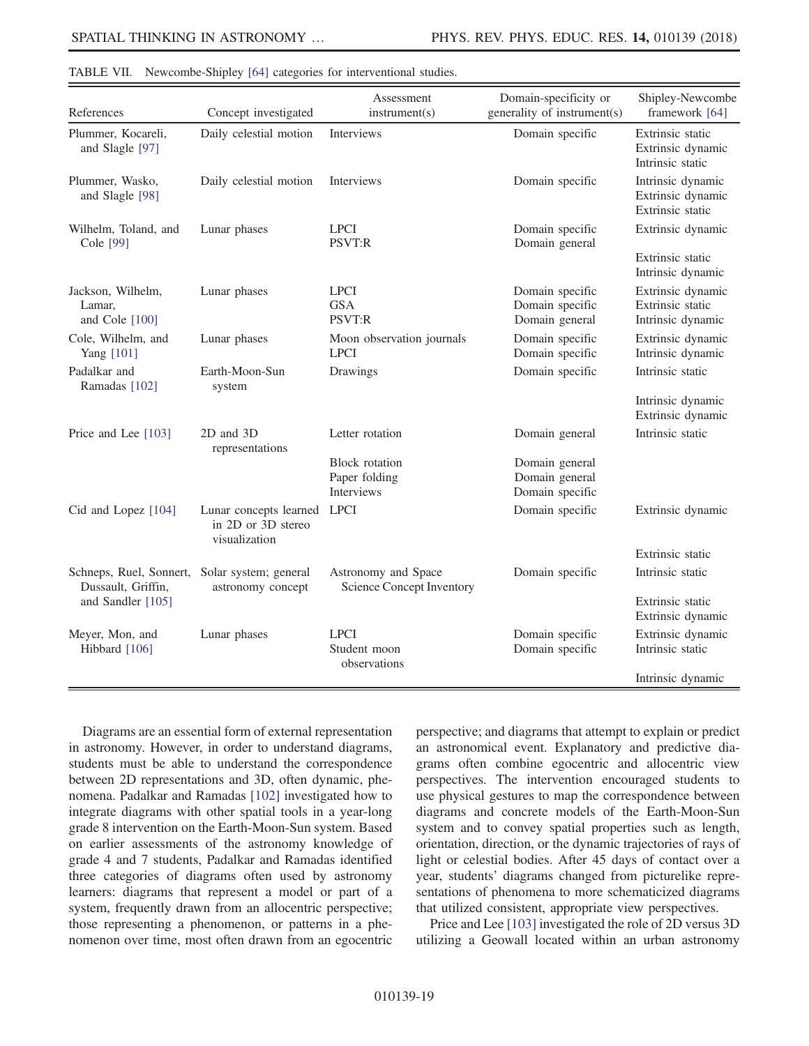TABLE VII. Newcombe-Shipley [64] categories for interventional studies.

| References | Concept investigated | Assessment instrument(s) | Domain-specificity or generality of instrument(s) | Shipley-Newcombe framework [64] |
|---|---|---|---|---|
| Plummer, Kocareli, and Slagle [97] | Daily celestial motion | Interviews | Domain specific | Extrinsic static<br>Extrinsic dynamic<br>Intrinsic static |
| Plummer, Wasko, and Slagle [98] | Daily celestial motion | Interviews | Domain specific | Intrinsic dynamic<br>Extrinsic dynamic<br>Extrinsic static |
| Wilhelm, Toland, and Cole [99] | Lunar phases | LPCI<br>PSVT:R | Domain specific<br>Domain general | Extrinsic dynamic<br>Extrinsic static<br>Intrinsic dynamic |
| Jackson, Wilhelm, Lamar, and Cole [100] | Lunar phases | LPCI<br>GSA<br>PSVT:R | Domain specific<br>Domain specific<br>Domain general | Extrinsic dynamic<br>Extrinsic static<br>Intrinsic dynamic |
| Cole, Wilhelm, and Yang [101] | Lunar phases | Moon observation journals<br>LPCI | Domain specific<br>Domain specific | Extrinsic dynamic<br>Intrinsic dynamic |
| Padalkar and Ramadas [102] | Earth-Moon-Sun system | Drawings | Domain specific | Intrinsic static<br>Intrinsic dynamic<br>Extrinsic dynamic |
| Price and Lee [103] | 2D and 3D representations | Letter rotation<br>Block rotation<br>Paper folding<br>Interviews | Domain general<br>Domain general<br>Domain general<br>Domain specific | Intrinsic static |
| Cid and Lopez [104] | Lunar concepts learned in 2D or 3D stereo visualization | LPCI | Domain specific | Extrinsic dynamic<br>Extrinsic static |
| Schneps, Ruel, Sonnert, Dussault, Griffin, and Sandler [105] | Solar system; general astronomy concept | Astronomy and Space Science Concept Inventory | Domain specific | Intrinsic static<br>Extrinsic static<br>Extrinsic dynamic |
| Meyer, Mon, and Hibbard [106] | Lunar phases | LPCI<br>Student moon observations | Domain specific<br>Domain specific | Extrinsic dynamic<br>Intrinsic static<br>Intrinsic dynamic |

Diagrams are an essential form of external representation in astronomy. However, in order to understand diagrams, students must be able to understand the correspondence between 2D representations and 3D, often dynamic, phenomena. Padalkar and Ramadas [102] investigated how to integrate diagrams with other spatial tools in a year-long grade 8 intervention on the Earth-Moon-Sun system. Based on earlier assessments of the astronomy knowledge of grade 4 and 7 students, Padalkar and Ramadas identified three categories of diagrams often used by astronomy learners: diagrams that represent a model or part of a system, frequently drawn from an allocentric perspective; those representing a phenomenon, or patterns in a phenomenon over time, most often drawn from an egocentric perspective; and diagrams that attempt to explain or predict an astronomical event. Explanatory and predictive diagrams often combine egocentric and allocentric view perspectives. The intervention encouraged students to use physical gestures to map the correspondence between diagrams and concrete models of the Earth-Moon-Sun system and to convey spatial properties such as length, orientation, direction, or the dynamic trajectories of rays of light or celestial bodies. After 45 days of contact over a year, students' diagrams changed from picturelike representations of phenomena to more schematicized diagrams that utilized consistent, appropriate view perspectives.

Price and Lee [103] investigated the role of 2D versus 3D utilizing a Geowall located within an urban astronomy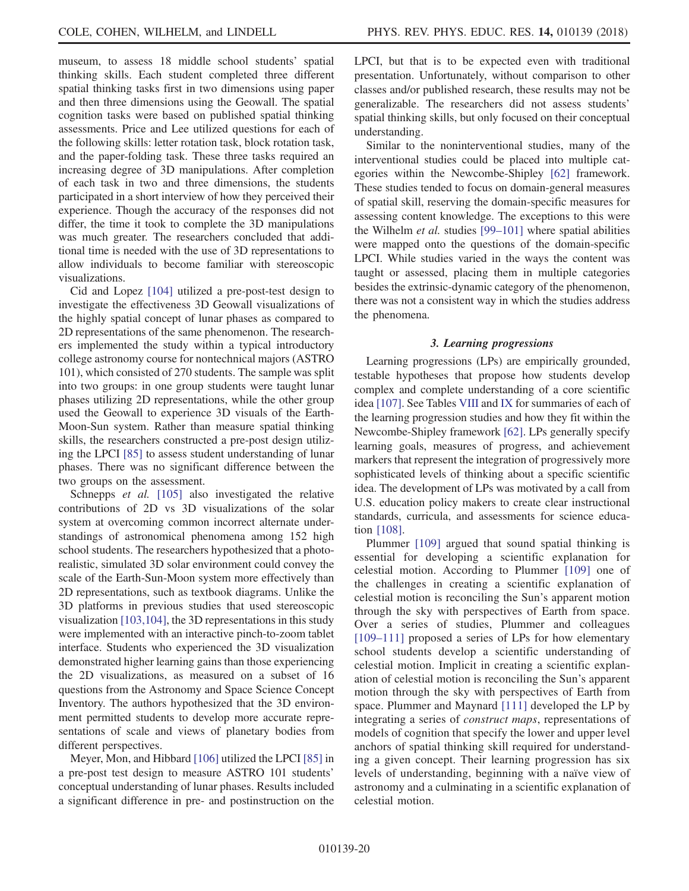museum, to assess 18 middle school students' spatial thinking skills. Each student completed three different spatial thinking tasks first in two dimensions using paper and then three dimensions using the Geowall. The spatial cognition tasks were based on published spatial thinking assessments. Price and Lee utilized questions for each of the following skills: letter rotation task, block rotation task, and the paper-folding task. These three tasks required an increasing degree of 3D manipulations. After completion of each task in two and three dimensions, the students participated in a short interview of how they perceived their experience. Though the accuracy of the responses did not differ, the time it took to complete the 3D manipulations was much greater. The researchers concluded that additional time is needed with the use of 3D representations to allow individuals to become familiar with stereoscopic visualizations.

Cid and Lopez [104] utilized a pre-post-test design to investigate the effectiveness 3D Geowall visualizations of the highly spatial concept of lunar phases as compared to 2D representations of the same phenomenon. The researchers implemented the study within a typical introductory college astronomy course for nontechnical majors (ASTRO 101), which consisted of 270 students. The sample was split into two groups: in one group students were taught lunar phases utilizing 2D representations, while the other group used the Geowall to experience 3D visuals of the Earth-Moon-Sun system. Rather than measure spatial thinking skills, the researchers constructed a pre-post design utilizing the LPCI [85] to assess student understanding of lunar phases. There was no significant difference between the two groups on the assessment.

Schnepps *et al.* [105] also investigated the relative contributions of 2D vs 3D visualizations of the solar system at overcoming common incorrect alternate understandings of astronomical phenomena among 152 high school students. The researchers hypothesized that a photorealistic, simulated 3D solar environment could convey the scale of the Earth-Sun-Moon system more effectively than 2D representations, such as textbook diagrams. Unlike the 3D platforms in previous studies that used stereoscopic visualization [103,104], the 3D representations in this study were implemented with an interactive pinch-to-zoom tablet interface. Students who experienced the 3D visualization demonstrated higher learning gains than those experiencing the 2D visualizations, as measured on a subset of 16 questions from the Astronomy and Space Science Concept Inventory. The authors hypothesized that the 3D environment permitted students to develop more accurate representations of scale and views of planetary bodies from different perspectives.

Meyer, Mon, and Hibbard [106] utilized the LPCI [85] in a pre-post test design to measure ASTRO 101 students' conceptual understanding of lunar phases. Results included a significant difference in pre- and postinstruction on the LPCI, but that is to be expected even with traditional presentation. Unfortunately, without comparison to other classes and/or published research, these results may not be generalizable. The researchers did not assess students' spatial thinking skills, but only focused on their conceptual understanding.

Similar to the noninterventional studies, many of the interventional studies could be placed into multiple categories within the Newcombe-Shipley [62] framework. These studies tended to focus on domain-general measures of spatial skill, reserving the domain-specific measures for assessing content knowledge. The exceptions to this were the Wilhelm *et al.* studies [99–101] where spatial abilities were mapped onto the questions of the domain-specific LPCI. While studies varied in the ways the content was taught or assessed, placing them in multiple categories besides the extrinsic-dynamic category of the phenomenon, there was not a consistent way in which the studies address the phenomena.

### 3. Learning progressions

Learning progressions (LPs) are empirically grounded, testable hypotheses that propose how students develop complex and complete understanding of a core scientific idea [107]. See Tables VIII and IX for summaries of each of the learning progression studies and how they fit within the Newcombe-Shipley framework [62]. LPs generally specify learning goals, measures of progress, and achievement markers that represent the integration of progressively more sophisticated levels of thinking about a specific scientific idea. The development of LPs was motivated by a call from U.S. education policy makers to create clear instructional standards, curricula, and assessments for science education [108].

Plummer [109] argued that sound spatial thinking is essential for developing a scientific explanation for celestial motion. According to Plummer [109] one of the challenges in creating a scientific explanation of celestial motion is reconciling the Sun's apparent motion through the sky with perspectives of Earth from space. Over a series of studies, Plummer and colleagues [109–111] proposed a series of LPs for how elementary school students develop a scientific understanding of celestial motion. Implicit in creating a scientific explanation of celestial motion is reconciling the Sun's apparent motion through the sky with perspectives of Earth from space. Plummer and Maynard [111] developed the LP by integrating a series of *construct maps*, representations of models of cognition that specify the lower and upper level anchors of spatial thinking skill required for understanding a given concept. Their learning progression has six levels of understanding, beginning with a naïve view of astronomy and a culminating in a scientific explanation of celestial motion.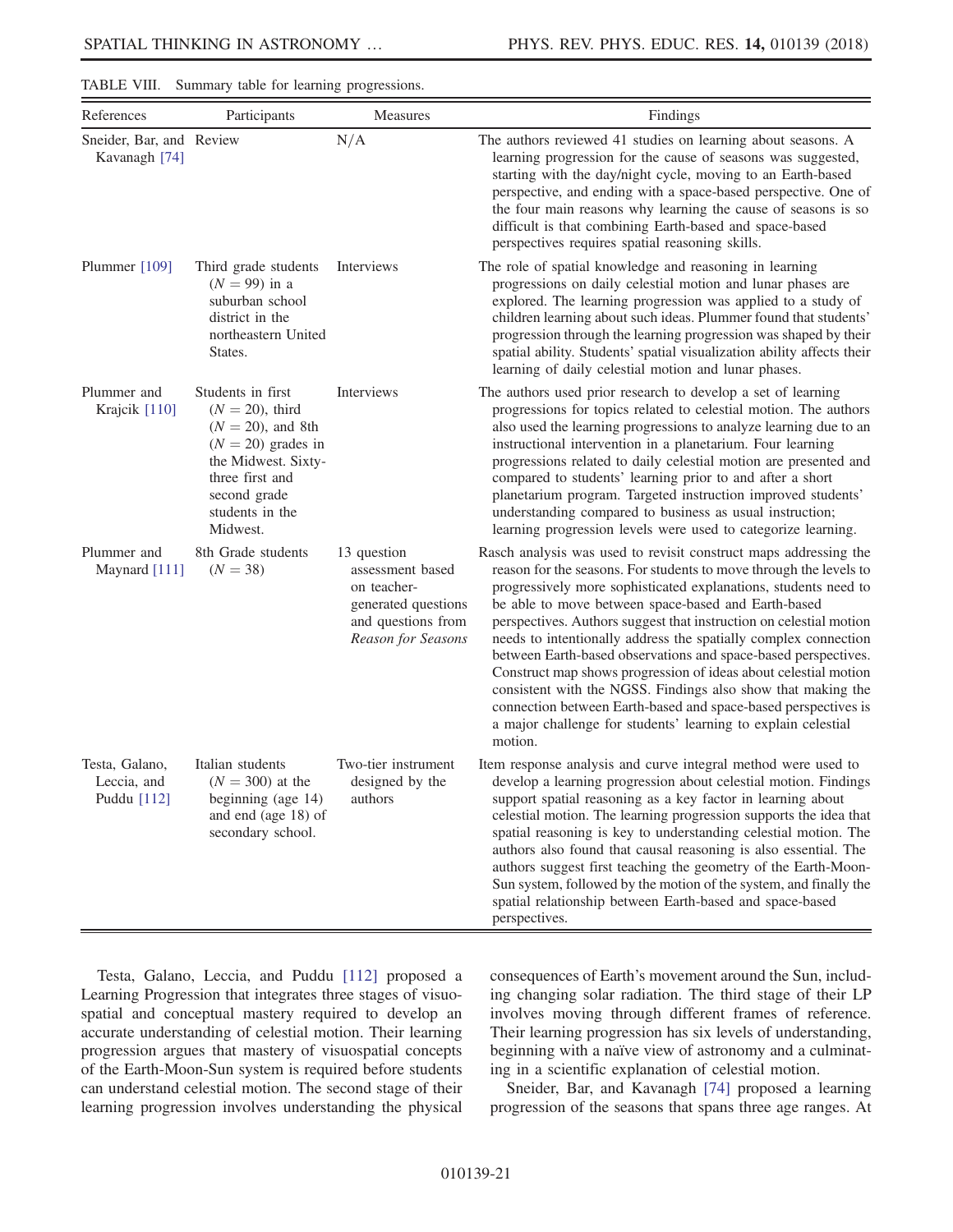TABLE VIII. Summary table for learning progressions.

| References | Participants | Measures | Findings |
|---|---|---|---|
| Sneider, Bar, and Kavanagh [74] | Review | N/A | The authors reviewed 41 studies on learning about seasons. A learning progression for the cause of seasons was suggested, starting with the day/night cycle, moving to an Earth-based perspective, and ending with a space-based perspective. One of the four main reasons why learning the cause of seasons is so difficult is that combining Earth-based and space-based perspectives requires spatial reasoning skills. |
| Plummer [109] | Third grade students ($N = 99$) in a suburban school district in the northeastern United States. | Interviews | The role of spatial knowledge and reasoning in learning progressions on daily celestial motion and lunar phases are explored. The learning progression was applied to a study of children learning about such ideas. Plummer found that students' progression through the learning progression was shaped by their spatial ability. Students' spatial visualization ability affects their learning of daily celestial motion and lunar phases. |
| Plummer and Krajcik [110] | Students in first ($N = 20$), third ($N = 20$), and 8th ($N = 20$) grades in the Midwest. Sixty-three first and second grade students in the Midwest. | Interviews | The authors used prior research to develop a set of learning progressions for topics related to celestial motion. The authors also used the learning progressions to analyze learning due to an instructional intervention in a planetarium. Four learning progressions related to daily celestial motion are presented and compared to students' learning prior to and after a short planetarium program. Targeted instruction improved students' understanding compared to business as usual instruction; learning progression levels were used to categorize learning. |
| Plummer and Maynard [111] | 8th Grade students ($N = 38$) | 13 question assessment based on teacher-generated questions and questions from *Reason for Seasons* | Rasch analysis was used to revisit construct maps addressing the reason for the seasons. For students to move through the levels to progressively more sophisticated explanations, students need to be able to move between space-based and Earth-based perspectives. Authors suggest that instruction on celestial motion needs to intentionally address the spatially complex connection between Earth-based observations and space-based perspectives. Construct map shows progression of ideas about celestial motion consistent with the NGSS. Findings also show that making the connection between Earth-based and space-based perspectives is a major challenge for students' learning to explain celestial motion. |
| Testa, Galano, Leccia, and Puddu [112] | Italian students ($N = 300$) at the beginning (age 14) and end (age 18) of secondary school. | Two-tier instrument designed by the authors | Item response analysis and curve integral method were used to develop a learning progression about celestial motion. Findings support spatial reasoning as a key factor in learning about celestial motion. The learning progression supports the idea that spatial reasoning is key to understanding celestial motion. The authors also found that causal reasoning is also essential. The authors suggest first teaching the geometry of the Earth-Moon-Sun system, followed by the motion of the system, and finally the spatial relationship between Earth-based and space-based perspectives. |

Testa, Galano, Leccia, and Puddu [112] proposed a Learning Progression that integrates three stages of visuospatial and conceptual mastery required to develop an accurate understanding of celestial motion. Their learning progression argues that mastery of visuospatial concepts of the Earth-Moon-Sun system is required before students can understand celestial motion. The second stage of their learning progression involves understanding the physical consequences of Earth's movement around the Sun, including changing solar radiation. The third stage of their LP involves moving through different frames of reference. Their learning progression has six levels of understanding, beginning with a naïve view of astronomy and a culminating in a scientific explanation of celestial motion.

Sneider, Bar, and Kavanagh [74] proposed a learning progression of the seasons that spans three age ranges. At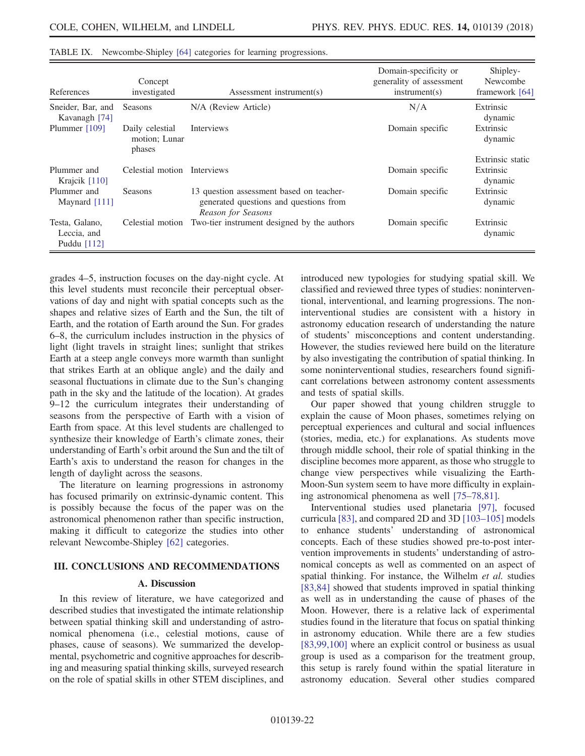TABLE IX. Newcombe-Shipley [64] categories for learning progressions.

| References | Concept investigated | Assessment instrument(s) | Domain-specificity or generality of assessment instrument(s) | Shipley-Newcombe framework [64] |
| --- | --- | --- | --- | --- |
| Sneider, Bar, and Kavanagh [74] | Seasons | N/A (Review Article) | N/A | Extrinsic dynamic |
| Plummer [109] | Daily celestial motion; Lunar phases | Interviews | Domain specific | Extrinsic dynamic<br><br>Extrinsic static |
| Plummer and Krajcik [110] | Celestial motion | Interviews | Domain specific | Extrinsic dynamic |
| Plummer and Maynard [111] | Seasons | 13 question assessment based on teacher-generated questions and questions from *Reason for Seasons* | Domain specific | Extrinsic dynamic |
| Testa, Galano, Leccia, and Puddu [112] | Celestial motion | Two-tier instrument designed by the authors | Domain specific | Extrinsic dynamic |

grades 4–5, instruction focuses on the day-night cycle. At this level students must reconcile their perceptual observations of day and night with spatial concepts such as the shapes and relative sizes of Earth and the Sun, the tilt of Earth, and the rotation of Earth around the Sun. For grades 6–8, the curriculum includes instruction in the physics of light (light travels in straight lines; sunlight that strikes Earth at a steep angle conveys more warmth than sunlight that strikes Earth at an oblique angle) and the daily and seasonal fluctuations in climate due to the Sun's changing path in the sky and the latitude of the location). At grades 9–12 the curriculum integrates their understanding of seasons from the perspective of Earth with a vision of Earth from space. At this level students are challenged to synthesize their knowledge of Earth's climate zones, their understanding of Earth's orbit around the Sun and the tilt of Earth's axis to understand the reason for changes in the length of daylight across the seasons.

The literature on learning progressions in astronomy has focused primarily on extrinsic-dynamic content. This is possibly because the focus of the paper was on the astronomical phenomenon rather than specific instruction, making it difficult to categorize the studies into other relevant Newcombe-Shipley [62] categories.

## III. CONCLUSIONS AND RECOMMENDATIONS

### A. Discussion

In this review of literature, we have categorized and described studies that investigated the intimate relationship between spatial thinking skill and understanding of astronomical phenomena (i.e., celestial motions, cause of phases, cause of seasons). We summarized the developmental, psychometric and cognitive approaches for describing and measuring spatial thinking skills, surveyed research on the role of spatial skills in other STEM disciplines, and introduced new typologies for studying spatial skill. We classified and reviewed three types of studies: noninterventional, interventional, and learning progressions. The noninterventional studies are consistent with a history in astronomy education research of understanding the nature of students' misconceptions and content understanding. However, the studies reviewed here build on the literature by also investigating the contribution of spatial thinking. In some noninterventional studies, researchers found significant correlations between astronomy content assessments and tests of spatial skills.

Our paper showed that young children struggle to explain the cause of Moon phases, sometimes relying on perceptual experiences and cultural and social influences (stories, media, etc.) for explanations. As students move through middle school, their role of spatial thinking in the discipline becomes more apparent, as those who struggle to change view perspectives while visualizing the Earth-Moon-Sun system seem to have more difficulty in explaining astronomical phenomena as well [75–78,81].

Interventional studies used planetaria [97], focused curricula [83], and compared 2D and 3D [103–105] models to enhance students' understanding of astronomical concepts. Each of these studies showed pre-to-post intervention improvements in students' understanding of astronomical concepts as well as commented on an aspect of spatial thinking. For instance, the Wilhelm *et al.* studies [83,84] showed that students improved in spatial thinking as well as in understanding the cause of phases of the Moon. However, there is a relative lack of experimental studies found in the literature that focus on spatial thinking in astronomy education. While there are a few studies [83,99,100] where an explicit control or business as usual group is used as a comparison for the treatment group, this setup is rarely found within the spatial literature in astronomy education. Several other studies compared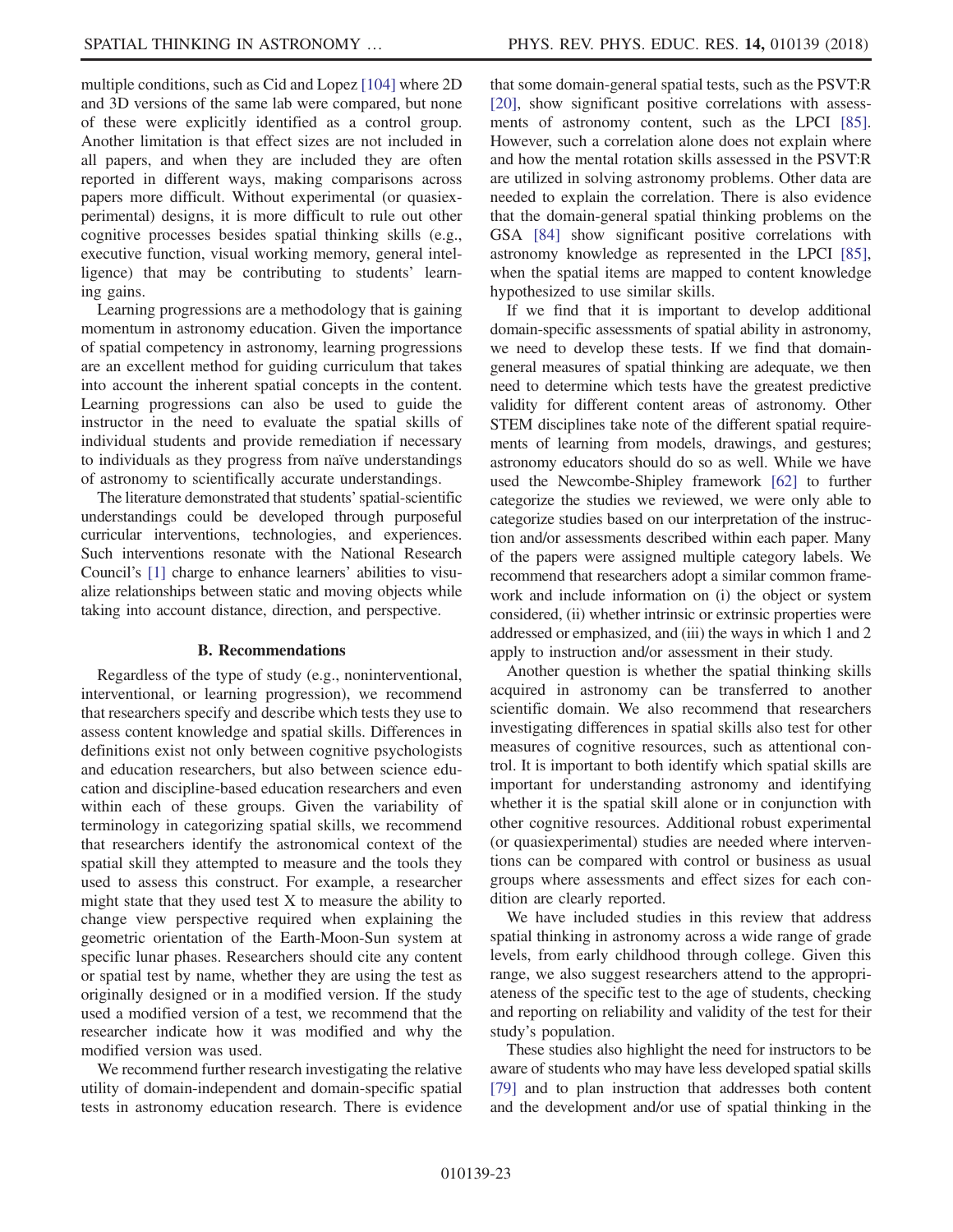multiple conditions, such as Cid and Lopez [104] where 2D and 3D versions of the same lab were compared, but none of these were explicitly identified as a control group. Another limitation is that effect sizes are not included in all papers, and when they are included they are often reported in different ways, making comparisons across papers more difficult. Without experimental (or quasiexperimental) designs, it is more difficult to rule out other cognitive processes besides spatial thinking skills (e.g., executive function, visual working memory, general intelligence) that may be contributing to students' learning gains.

Learning progressions are a methodology that is gaining momentum in astronomy education. Given the importance of spatial competency in astronomy, learning progressions are an excellent method for guiding curriculum that takes into account the inherent spatial concepts in the content. Learning progressions can also be used to guide the instructor in the need to evaluate the spatial skills of individual students and provide remediation if necessary to individuals as they progress from naïve understandings of astronomy to scientifically accurate understandings.

The literature demonstrated that students' spatial-scientific understandings could be developed through purposeful curricular interventions, technologies, and experiences. Such interventions resonate with the National Research Council's [1] charge to enhance learners' abilities to visualize relationships between static and moving objects while taking into account distance, direction, and perspective.

### B. Recommendations

Regardless of the type of study (e.g., noninterventional, interventional, or learning progression), we recommend that researchers specify and describe which tests they use to assess content knowledge and spatial skills. Differences in definitions exist not only between cognitive psychologists and education researchers, but also between science education and discipline-based education researchers and even within each of these groups. Given the variability of terminology in categorizing spatial skills, we recommend that researchers identify the astronomical context of the spatial skill they attempted to measure and the tools they used to assess this construct. For example, a researcher might state that they used test X to measure the ability to change view perspective required when explaining the geometric orientation of the Earth-Moon-Sun system at specific lunar phases. Researchers should cite any content or spatial test by name, whether they are using the test as originally designed or in a modified version. If the study used a modified version of a test, we recommend that the researcher indicate how it was modified and why the modified version was used.

We recommend further research investigating the relative utility of domain-independent and domain-specific spatial tests in astronomy education research. There is evidence that some domain-general spatial tests, such as the PSVT:R [20], show significant positive correlations with assessments of astronomy content, such as the LPCI [85]. However, such a correlation alone does not explain where and how the mental rotation skills assessed in the PSVT:R are utilized in solving astronomy problems. Other data are needed to explain the correlation. There is also evidence that the domain-general spatial thinking problems on the GSA [84] show significant positive correlations with astronomy knowledge as represented in the LPCI [85], when the spatial items are mapped to content knowledge hypothesized to use similar skills.

If we find that it is important to develop additional domain-specific assessments of spatial ability in astronomy, we need to develop these tests. If we find that domain-general measures of spatial thinking are adequate, we then need to determine which tests have the greatest predictive validity for different content areas of astronomy. Other STEM disciplines take note of the different spatial requirements of learning from models, drawings, and gestures; astronomy educators should do so as well. While we have used the Newcombe-Shipley framework [62] to further categorize the studies we reviewed, we were only able to categorize studies based on our interpretation of the instruction and/or assessments described within each paper. Many of the papers were assigned multiple category labels. We recommend that researchers adopt a similar common framework and include information on (i) the object or system considered, (ii) whether intrinsic or extrinsic properties were addressed or emphasized, and (iii) the ways in which 1 and 2 apply to instruction and/or assessment in their study.

Another question is whether the spatial thinking skills acquired in astronomy can be transferred to another scientific domain. We also recommend that researchers investigating differences in spatial skills also test for other measures of cognitive resources, such as attentional control. It is important to both identify which spatial skills are important for understanding astronomy and identifying whether it is the spatial skill alone or in conjunction with other cognitive resources. Additional robust experimental (or quasiexperimental) studies are needed where interventions can be compared with control or business as usual groups where assessments and effect sizes for each condition are clearly reported.

We have included studies in this review that address spatial thinking in astronomy across a wide range of grade levels, from early childhood through college. Given this range, we also suggest researchers attend to the appropriateness of the specific test to the age of students, checking and reporting on reliability and validity of the test for their study's population.

These studies also highlight the need for instructors to be aware of students who may have less developed spatial skills [79] and to plan instruction that addresses both content and the development and/or use of spatial thinking in the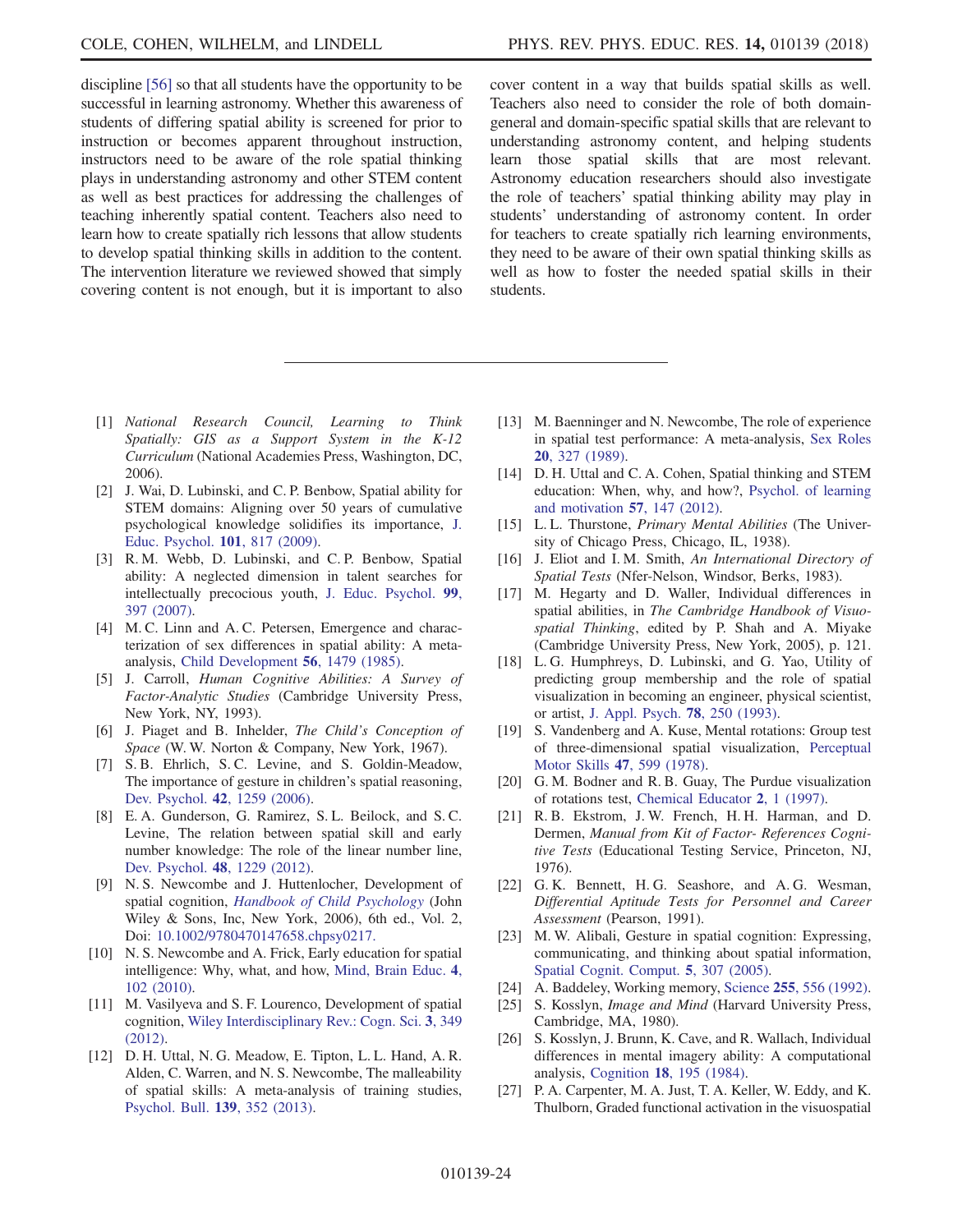discipline [56] so that all students have the opportunity to be successful in learning astronomy. Whether this awareness of students of differing spatial ability is screened for prior to instruction or becomes apparent throughout instruction, instructors need to be aware of the role spatial thinking plays in understanding astronomy and other STEM content as well as best practices for addressing the challenges of teaching inherently spatial content. Teachers also need to learn how to create spatially rich lessons that allow students to develop spatial thinking skills in addition to the content. The intervention literature we reviewed showed that simply covering content is not enough, but it is important to also cover content in a way that builds spatial skills as well. Teachers also need to consider the role of both domain-general and domain-specific spatial skills that are relevant to understanding astronomy content, and helping students learn those spatial skills that are most relevant. Astronomy education researchers should also investigate the role of teachers' spatial thinking ability may play in students' understanding of astronomy content. In order for teachers to create spatially rich learning environments, they need to be aware of their own spatial thinking skills as well as how to foster the needed spatial skills in their students.

---

[1] *National Research Council, Learning to Think Spatially: GIS as a Support System in the K-12 Curriculum* (National Academies Press, Washington, DC, 2006).

[2] J. Wai, D. Lubinski, and C. P. Benbow, Spatial ability for STEM domains: Aligning over 50 years of cumulative psychological knowledge solidifies its importance, J. Educ. Psychol. **101**, 817 (2009).

[3] R. M. Webb, D. Lubinski, and C. P. Benbow, Spatial ability: A neglected dimension in talent searches for intellectually precocious youth, J. Educ. Psychol. **99**, 397 (2007).

[4] M. C. Linn and A. C. Petersen, Emergence and characterization of sex differences in spatial ability: A meta-analysis, Child Development **56**, 1479 (1985).

[5] J. Carroll, *Human Cognitive Abilities: A Survey of Factor-Analytic Studies* (Cambridge University Press, New York, NY, 1993).

[6] J. Piaget and B. Inhelder, *The Child's Conception of Space* (W. W. Norton & Company, New York, 1967).

[7] S. B. Ehrlich, S. C. Levine, and S. Goldin-Meadow, The importance of gesture in children's spatial reasoning, Dev. Psychol. **42**, 1259 (2006).

[8] E. A. Gunderson, G. Ramirez, S. L. Beilock, and S. C. Levine, The relation between spatial skill and early number knowledge: The role of the linear number line, Dev. Psychol. **48**, 1229 (2012).

[9] N. S. Newcombe and J. Huttenlocher, Development of spatial cognition, *Handbook of Child Psychology* (John Wiley & Sons, Inc, New York, 2006), 6th ed., Vol. 2, Doi: 10.1002/9780470147658.chpsy0217.

[10] N. S. Newcombe and A. Frick, Early education for spatial intelligence: Why, what, and how, Mind, Brain Educ. **4**, 102 (2010).

[11] M. Vasilyeva and S. F. Lourenco, Development of spatial cognition, Wiley Interdisciplinary Rev.: Cogn. Sci. **3**, 349 (2012).

[12] D. H. Uttal, N. G. Meadow, E. Tipton, L. L. Hand, A. R. Alden, C. Warren, and N. S. Newcombe, The malleability of spatial skills: A meta-analysis of training studies, Psychol. Bull. **139**, 352 (2013).

[13] M. Baenninger and N. Newcombe, The role of experience in spatial test performance: A meta-analysis, Sex Roles **20**, 327 (1989).

[14] D. H. Uttal and C. A. Cohen, Spatial thinking and STEM education: When, why, and how?, Psychol. of learning and motivation **57**, 147 (2012).

[15] L. L. Thurstone, *Primary Mental Abilities* (The University of Chicago Press, Chicago, IL, 1938).

[16] J. Eliot and I. M. Smith, *An International Directory of Spatial Tests* (Nfer-Nelson, Windsor, Berks, 1983).

[17] M. Hegarty and D. Waller, Individual differences in spatial abilities, in *The Cambridge Handbook of Visuospatial Thinking*, edited by P. Shah and A. Miyake (Cambridge University Press, New York, 2005), p. 121.

[18] L. G. Humphreys, D. Lubinski, and G. Yao, Utility of predicting group membership and the role of spatial visualization in becoming an engineer, physical scientist, or artist, J. Appl. Psych. **78**, 250 (1993).

[19] S. Vandenberg and A. Kuse, Mental rotations: Group test of three-dimensional spatial visualization, Perceptual Motor Skills **47**, 599 (1978).

[20] G. M. Bodner and R. B. Guay, The Purdue visualization of rotations test, Chemical Educator **2**, 1 (1997).

[21] R. B. Ekstrom, J. W. French, H. H. Harman, and D. Dermen, *Manual from Kit of Factor- References Cognitive Tests* (Educational Testing Service, Princeton, NJ, 1976).

[22] G. K. Bennett, H. G. Seashore, and A. G. Wesman, *Differential Aptitude Tests for Personnel and Career Assessment* (Pearson, 1991).

[23] M. W. Alibali, Gesture in spatial cognition: Expressing, communicating, and thinking about spatial information, Spatial Cognit. Comput. **5**, 307 (2005).

[24] A. Baddeley, Working memory, Science **255**, 556 (1992).

[25] S. Kosslyn, *Image and Mind* (Harvard University Press, Cambridge, MA, 1980).

[26] S. Kosslyn, J. Brunn, K. Cave, and R. Wallach, Individual differences in mental imagery ability: A computational analysis, Cognition **18**, 195 (1984).

[27] P. A. Carpenter, M. A. Just, T. A. Keller, W. Eddy, and K. Thulborn, Graded functional activation in the visuospatial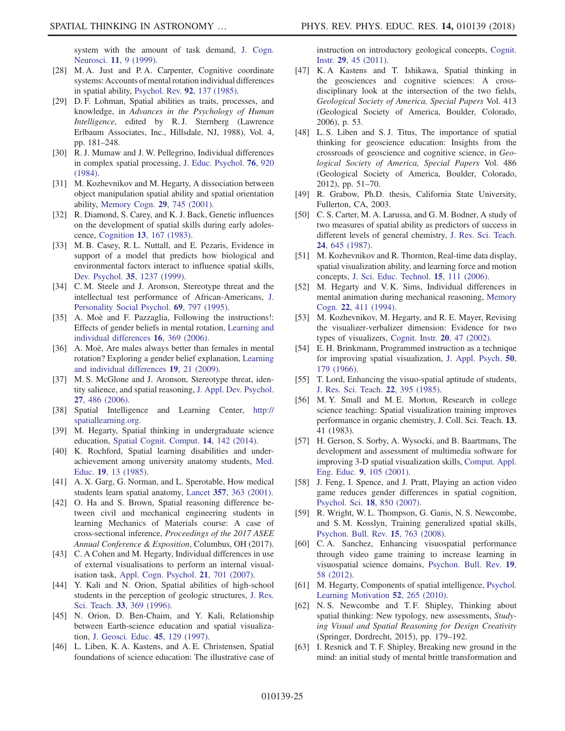system with the amount of task demand, J. Cogn. Neurosci. **11**, 9 (1999).

[28] M. A. Just and P. A. Carpenter, Cognitive coordinate systems: Accounts of mental rotation individual differences in spatial ability, Psychol. Rev. **92**, 137 (1985).

[29] D. F. Lohman, Spatial abilities as traits, processes, and knowledge, in *Advances in the Psychology of Human Intelligence*, edited by R. J. Sternberg (Lawrence Erlbaum Associates, Inc., Hillsdale, NJ, 1988), Vol. 4, pp. 181–248.

[30] R. J. Mumaw and J. W. Pellegrino, Individual differences in complex spatial processing, J. Educ. Psychol. **76**, 920 (1984).

[31] M. Kozhevnikov and M. Hegarty, A dissociation between object manipulation spatial ability and spatial orientation ability, Memory Cogn. **29**, 745 (2001).

[32] R. Diamond, S. Carey, and K. J. Back, Genetic influences on the development of spatial skills during early adolescence, Cognition **13**, 167 (1983).

[33] M. B. Casey, R. L. Nuttall, and E. Pezaris, Evidence in support of a model that predicts how biological and environmental factors interact to influence spatial skills, Dev. Psychol. **35**, 1237 (1999).

[34] C. M. Steele and J. Aronson, Stereotype threat and the intellectual test performance of African-Americans, J. Personality Social Psychol. **69**, 797 (1995).

[35] A. Moè and F. Pazzaglia, Following the instructions!: Effects of gender beliefs in mental rotation, Learning and individual differences **16**, 369 (2006).

[36] A. Moè, Are males always better than females in mental rotation? Exploring a gender belief explanation, Learning and individual differences **19**, 21 (2009).

[37] M. S. McGlone and J. Aronson, Stereotype threat, identity salience, and spatial reasoning, J. Appl. Dev. Psychol. **27**, 486 (2006).

[38] Spatial Intelligence and Learning Center, http://spatiallearning.org.

[39] M. Hegarty, Spatial thinking in undergraduate science education, Spatial Cognit. Comput. **14**, 142 (2014).

[40] K. Rochford, Spatial learning disabilities and underachievement among university anatomy students, Med. Educ. **19**, 13 (1985).

[41] A. X. Garg, G. Norman, and L. Sperotable, How medical students learn spatial anatomy, Lancet **357**, 363 (2001).

[42] O. Ha and S. Brown, Spatial reasoning difference between civil and mechanical engineering students in learning Mechanics of Materials course: A case of cross-sectional inference, *Proceedings of the 2017 ASEE Annual Conference & Exposition*, Columbus, OH (2017).

[43] C. A Cohen and M. Hegarty, Individual differences in use of external visualisations to perform an internal visualisation task, Appl. Cogn. Psychol. **21**, 701 (2007).

[44] Y. Kali and N. Orion, Spatial abilities of high-school students in the perception of geologic structures, J. Res. Sci. Teach. **33**, 369 (1996).

[45] N. Orion, D. Ben-Chaim, and Y. Kali, Relationship between Earth-science education and spatial visualization, J. Geosci. Educ. **45**, 129 (1997).

[46] L. Liben, K. A. Kastens, and A. E. Christensen, Spatial foundations of science education: The illustrative case of instruction on introductory geological concepts, Cognit. Instr. **29**, 45 (2011).

[47] K. A Kastens and T. Ishikawa, Spatial thinking in the geosciences and cognitive sciences: A cross-disciplinary look at the intersection of the two fields, *Geological Society of America, Special Papers* Vol. 413 (Geological Society of America, Boulder, Colorado, 2006), p. 53.

[48] L. S. Liben and S. J. Titus, The importance of spatial thinking for geoscience education: Insights from the crossroads of geoscience and cognitive science, in *Geological Society of America, Special Papers* Vol. 486 (Geological Society of America, Boulder, Colorado, 2012), pp. 51–70.

[49] R. Grabow, Ph.D. thesis, California State University, Fullerton, CA, 2003.

[50] C. S. Carter, M. A. Larussa, and G. M. Bodner, A study of two measures of spatial ability as predictors of success in different levels of general chemistry, J. Res. Sci. Teach. **24**, 645 (1987).

[51] M. Kozhevnikov and R. Thornton, Real-time data display, spatial visualization ability, and learning force and motion concepts, J. Sci. Educ. Technol. **15**, 111 (2006).

[52] M. Hegarty and V. K. Sims, Individual differences in mental animation during mechanical reasoning, Memory Cogn. **22**, 411 (1994).

[53] M. Kozhevnikov, M. Hegarty, and R. E. Mayer, Revising the visualizer-verbalizer dimension: Evidence for two types of visualizers, Cognit. Instr. **20**, 47 (2002).

[54] E. H. Brinkmann, Programmed instruction as a technique for improving spatial visualization, J. Appl. Psych. **50**, 179 (1966).

[55] T. Lord, Enhancing the visuo-spatial aptitude of students, J. Res. Sci. Teach. **22**, 395 (1985).

[56] M. Y. Small and M. E. Morton, Research in college science teaching: Spatial visualization training improves performance in organic chemistry, J. Coll. Sci. Teach. **13**, 41 (1983).

[57] H. Gerson, S. Sorby, A. Wysocki, and B. Baartmans, The development and assessment of multimedia software for improving 3-D spatial visualization skills, Comput. Appl. Eng. Educ. **9**, 105 (2001).

[58] J. Feng, I. Spence, and J. Pratt, Playing an action video game reduces gender differences in spatial cognition, Psychol. Sci. **18**, 850 (2007).

[59] R. Wright, W. L. Thompson, G. Ganis, N. S. Newcombe, and S. M. Kosslyn, Training generalized spatial skills, Psychon. Bull. Rev. **15**, 763 (2008).

[60] C. A. Sanchez, Enhancing visuospatial performance through video game training to increase learning in visuospatial science domains, Psychon. Bull. Rev. **19**, 58 (2012).

[61] M. Hegarty, Components of spatial intelligence, Psychol. Learning Motivation **52**, 265 (2010).

[62] N. S. Newcombe and T. F. Shipley, Thinking about spatial thinking: New typology, new assessments, *Studying Visual and Spatial Reasoning for Design Creativity* (Springer, Dordrecht, 2015), pp. 179–192.

[63] I. Resnick and T. F. Shipley, Breaking new ground in the mind: an initial study of mental brittle transformation and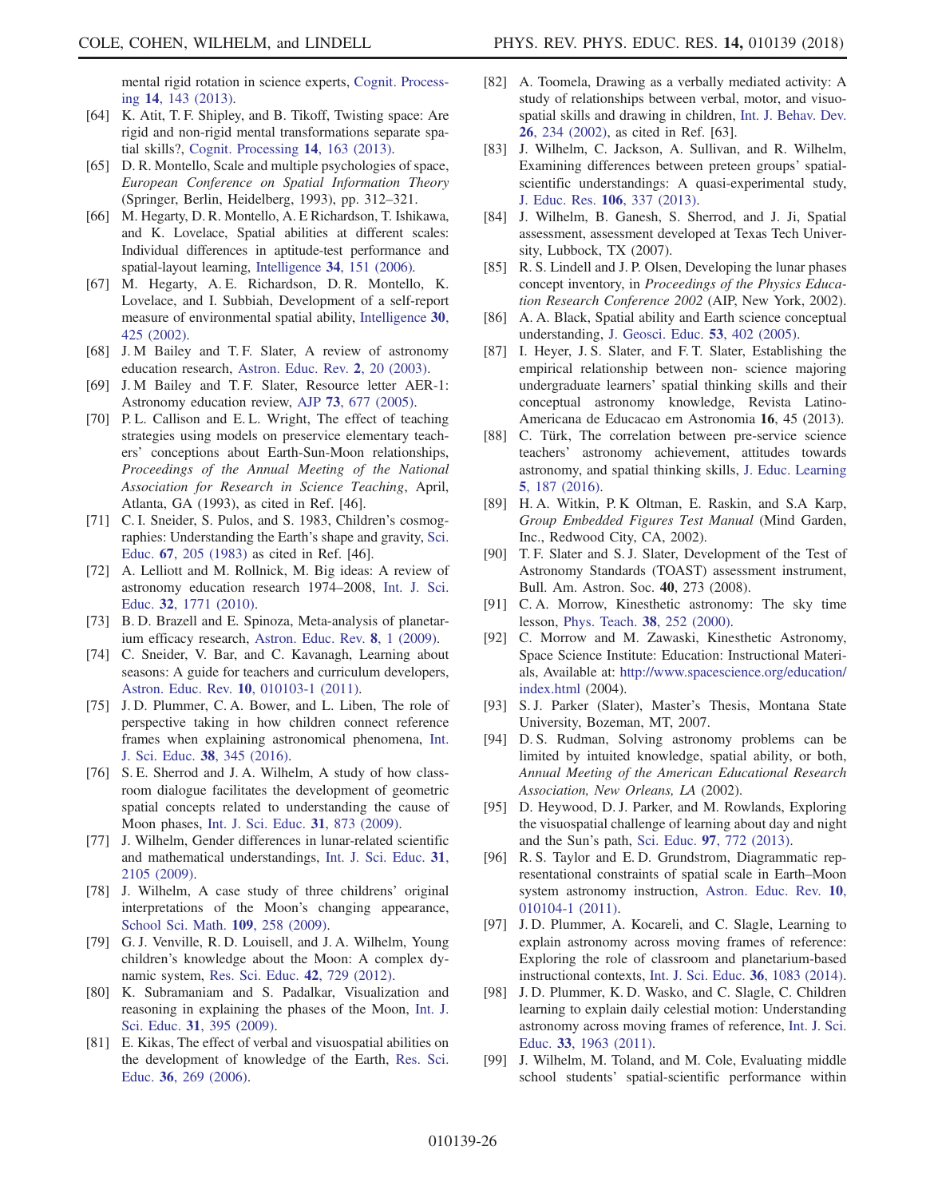mental rigid rotation in science experts, Cognit. Processing **14**, 143 (2013).

[64] K. Atit, T. F. Shipley, and B. Tikoff, Twisting space: Are rigid and non-rigid mental transformations separate spatial skills?, Cognit. Processing **14**, 163 (2013).

[65] D. R. Montello, Scale and multiple psychologies of space, *European Conference on Spatial Information Theory* (Springer, Berlin, Heidelberg, 1993), pp. 312–321.

[66] M. Hegarty, D. R. Montello, A. E Richardson, T. Ishikawa, and K. Lovelace, Spatial abilities at different scales: Individual differences in aptitude-test performance and spatial-layout learning, Intelligence **34**, 151 (2006).

[67] M. Hegarty, A. E. Richardson, D. R. Montello, K. Lovelace, and I. Subbiah, Development of a self-report measure of environmental spatial ability, Intelligence **30**, 425 (2002).

[68] J. M Bailey and T. F. Slater, A review of astronomy education research, Astron. Educ. Rev. **2**, 20 (2003).

[69] J. M Bailey and T. F. Slater, Resource letter AER-1: Astronomy education review, AJP **73**, 677 (2005).

[70] P. L. Callison and E. L. Wright, The effect of teaching strategies using models on preservice elementary teachers' conceptions about Earth-Sun-Moon relationships, *Proceedings of the Annual Meeting of the National Association for Research in Science Teaching*, April, Atlanta, GA (1993), as cited in Ref. [46].

[71] C. I. Sneider, S. Pulos, and S. 1983, Children's cosmographies: Understanding the Earth's shape and gravity, Sci. Educ. **67**, 205 (1983) as cited in Ref. [46].

[72] A. Lelliott and M. Rollnick, M. Big ideas: A review of astronomy education research 1974–2008, Int. J. Sci. Educ. **32**, 1771 (2010).

[73] B. D. Brazell and E. Spinoza, Meta-analysis of planetarium efficacy research, Astron. Educ. Rev. **8**, 1 (2009).

[74] C. Sneider, V. Bar, and C. Kavanagh, Learning about seasons: A guide for teachers and curriculum developers, Astron. Educ. Rev. **10**, 010103-1 (2011).

[75] J. D. Plummer, C. A. Bower, and L. Liben, The role of perspective taking in how children connect reference frames when explaining astronomical phenomena, Int. J. Sci. Educ. **38**, 345 (2016).

[76] S. E. Sherrod and J. A. Wilhelm, A study of how classroom dialogue facilitates the development of geometric spatial concepts related to understanding the cause of Moon phases, Int. J. Sci. Educ. **31**, 873 (2009).

[77] J. Wilhelm, Gender differences in lunar-related scientific and mathematical understandings, Int. J. Sci. Educ. **31**, 2105 (2009).

[78] J. Wilhelm, A case study of three childrens' original interpretations of the Moon's changing appearance, School Sci. Math. **109**, 258 (2009).

[79] G. J. Venville, R. D. Louisell, and J. A. Wilhelm, Young children's knowledge about the Moon: A complex dynamic system, Res. Sci. Educ. **42**, 729 (2012).

[80] K. Subramaniam and S. Padalkar, Visualization and reasoning in explaining the phases of the Moon, Int. J. Sci. Educ. **31**, 395 (2009).

[81] E. Kikas, The effect of verbal and visuospatial abilities on the development of knowledge of the Earth, Res. Sci. Educ. **36**, 269 (2006).

[82] A. Toomela, Drawing as a verbally mediated activity: A study of relationships between verbal, motor, and visuospatial skills and drawing in children, Int. J. Behav. Dev. **26**, 234 (2002), as cited in Ref. [63].

[83] J. Wilhelm, C. Jackson, A. Sullivan, and R. Wilhelm, Examining differences between preteen groups' spatial-scientific understandings: A quasi-experimental study, J. Educ. Res. **106**, 337 (2013).

[84] J. Wilhelm, B. Ganesh, S. Sherrod, and J. Ji, Spatial assessment, assessment developed at Texas Tech University, Lubbock, TX (2007).

[85] R. S. Lindell and J. P. Olsen, Developing the lunar phases concept inventory, in *Proceedings of the Physics Education Research Conference 2002* (AIP, New York, 2002).

[86] A. A. Black, Spatial ability and Earth science conceptual understanding, J. Geosci. Educ. **53**, 402 (2005).

[87] I. Heyer, J. S. Slater, and F. T. Slater, Establishing the empirical relationship between non- science majoring undergraduate learners' spatial thinking skills and their conceptual astronomy knowledge, Revista Latino-Americana de Educacao em Astronomia **16**, 45 (2013).

[88] C. Türk, The correlation between pre-service science teachers' astronomy achievement, attitudes towards astronomy, and spatial thinking skills, J. Educ. Learning **5**, 187 (2016).

[89] H. A. Witkin, P. K Oltman, E. Raskin, and S.A Karp, *Group Embedded Figures Test Manual* (Mind Garden, Inc., Redwood City, CA, 2002).

[90] T. F. Slater and S. J. Slater, Development of the Test of Astronomy Standards (TOAST) assessment instrument, Bull. Am. Astron. Soc. **40**, 273 (2008).

[91] C. A. Morrow, Kinesthetic astronomy: The sky time lesson, Phys. Teach. **38**, 252 (2000).

[92] C. Morrow and M. Zawaski, Kinesthetic Astronomy, Space Science Institute: Education: Instructional Materials, Available at: http://www.spacescience.org/education/index.html (2004).

[93] S. J. Parker (Slater), Master's Thesis, Montana State University, Bozeman, MT, 2007.

[94] D. S. Rudman, Solving astronomy problems can be limited by intuited knowledge, spatial ability, or both, *Annual Meeting of the American Educational Research Association, New Orleans, LA* (2002).

[95] D. Heywood, D. J. Parker, and M. Rowlands, Exploring the visuospatial challenge of learning about day and night and the Sun's path, Sci. Educ. **97**, 772 (2013).

[96] R. S. Taylor and E. D. Grundstrom, Diagrammatic representational constraints of spatial scale in Earth–Moon system astronomy instruction, Astron. Educ. Rev. **10**, 010104-1 (2011).

[97] J. D. Plummer, A. Kocareli, and C. Slagle, Learning to explain astronomy across moving frames of reference: Exploring the role of classroom and planetarium-based instructional contexts, Int. J. Sci. Educ. **36**, 1083 (2014).

[98] J. D. Plummer, K. D. Wasko, and C. Slagle, C. Children learning to explain daily celestial motion: Understanding astronomy across moving frames of reference, Int. J. Sci. Educ. **33**, 1963 (2011).

[99] J. Wilhelm, M. Toland, and M. Cole, Evaluating middle school students' spatial-scientific performance within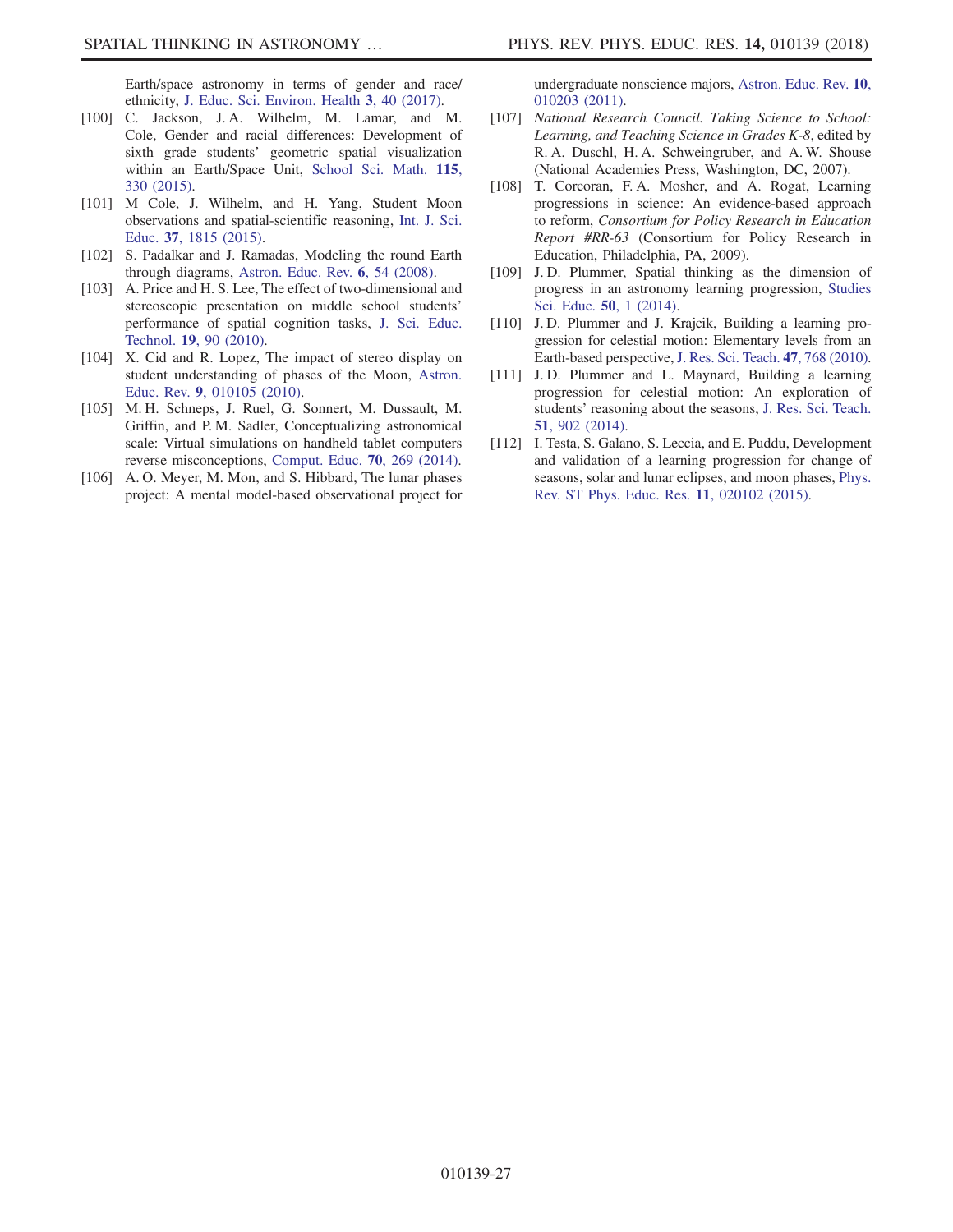Earth/space astronomy in terms of gender and race/ethnicity, J. Educ. Sci. Environ. Health **3**, 40 (2017).

[100] C. Jackson, J. A. Wilhelm, M. Lamar, and M. Cole, Gender and racial differences: Development of sixth grade students' geometric spatial visualization within an Earth/Space Unit, School Sci. Math. **115**, 330 (2015).

[101] M Cole, J. Wilhelm, and H. Yang, Student Moon observations and spatial-scientific reasoning, Int. J. Sci. Educ. **37**, 1815 (2015).

[102] S. Padalkar and J. Ramadas, Modeling the round Earth through diagrams, Astron. Educ. Rev. **6**, 54 (2008).

[103] A. Price and H. S. Lee, The effect of two-dimensional and stereoscopic presentation on middle school students' performance of spatial cognition tasks, J. Sci. Educ. Technol. **19**, 90 (2010).

[104] X. Cid and R. Lopez, The impact of stereo display on student understanding of phases of the Moon, Astron. Educ. Rev. **9**, 010105 (2010).

[105] M. H. Schneps, J. Ruel, G. Sonnert, M. Dussault, M. Griffin, and P. M. Sadler, Conceptualizing astronomical scale: Virtual simulations on handheld tablet computers reverse misconceptions, Comput. Educ. **70**, 269 (2014).

[106] A. O. Meyer, M. Mon, and S. Hibbard, The lunar phases project: A mental model-based observational project for undergraduate nonscience majors, Astron. Educ. Rev. **10**, 010203 (2011).

[107] *National Research Council. Taking Science to School: Learning, and Teaching Science in Grades K-8*, edited by R. A. Duschl, H. A. Schweingruber, and A. W. Shouse (National Academies Press, Washington, DC, 2007).

[108] T. Corcoran, F. A. Mosher, and A. Rogat, Learning progressions in science: An evidence-based approach to reform, *Consortium for Policy Research in Education Report #RR-63* (Consortium for Policy Research in Education, Philadelphia, PA, 2009).

[109] J. D. Plummer, Spatial thinking as the dimension of progress in an astronomy learning progression, Studies Sci. Educ. **50**, 1 (2014).

[110] J. D. Plummer and J. Krajcik, Building a learning progression for celestial motion: Elementary levels from an Earth-based perspective, J. Res. Sci. Teach. **47**, 768 (2010).

[111] J. D. Plummer and L. Maynard, Building a learning progression for celestial motion: An exploration of students' reasoning about the seasons, J. Res. Sci. Teach. **51**, 902 (2014).

[112] I. Testa, S. Galano, S. Leccia, and E. Puddu, Development and validation of a learning progression for change of seasons, solar and lunar eclipses, and moon phases, Phys. Rev. ST Phys. Educ. Res. **11**, 020102 (2015).